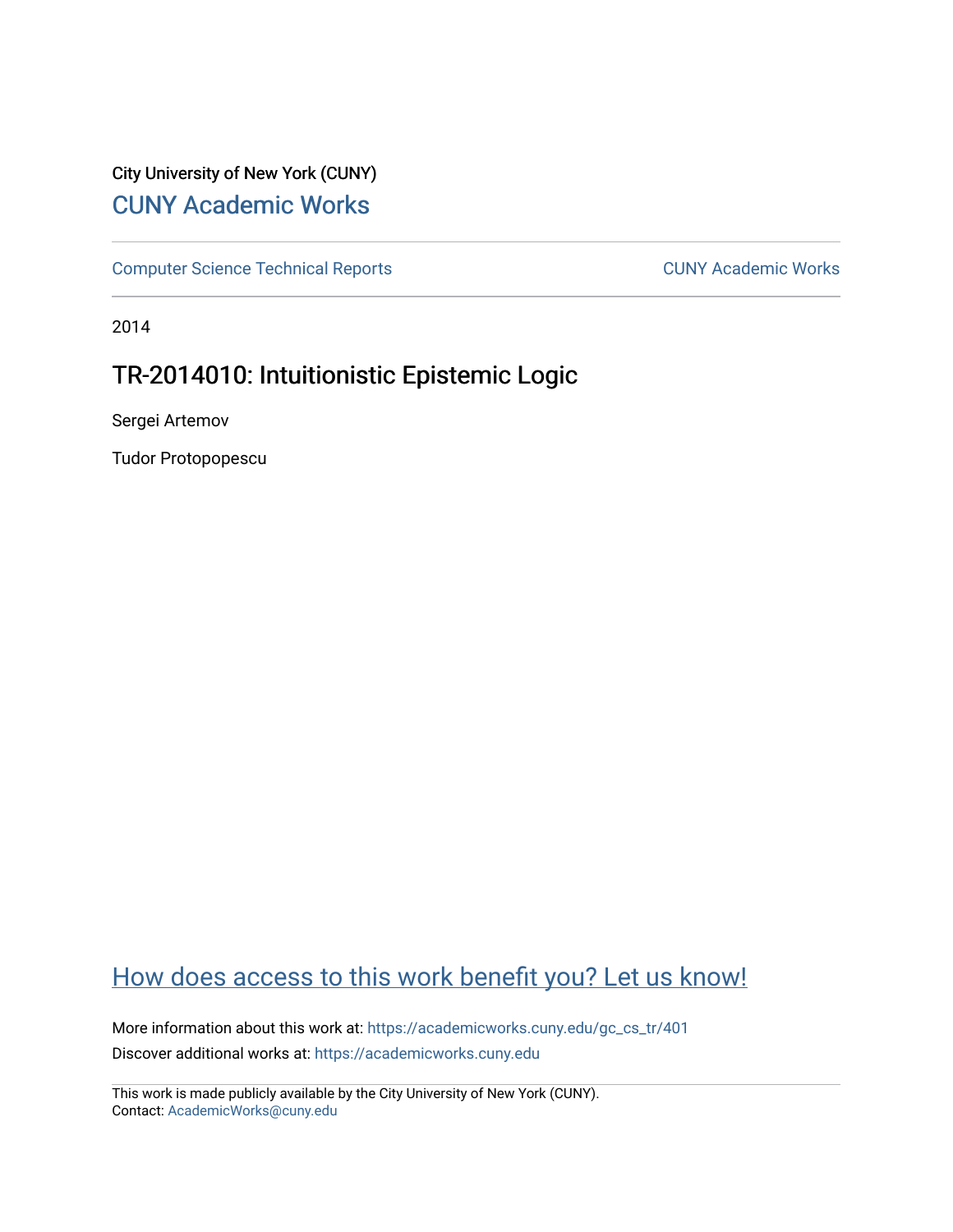City University of New York (CUNY)

# CUNY Academic Works

Computer Science Technical Reports | CUNY Academic Works

2014

## TR-2014010: Intuitionistic Epistemic Logic

Sergei Artemov

Tudor Protopopescu

How does access to this work benefit you? Let us know!

More information about this work at: https://academicworks.cuny.edu/gc_cs_tr/401

Discover additional works at: https://academicworks.cuny.edu

This work is made publicly available by the City University of New York (CUNY).
Contact: AcademicWorks@cuny.edu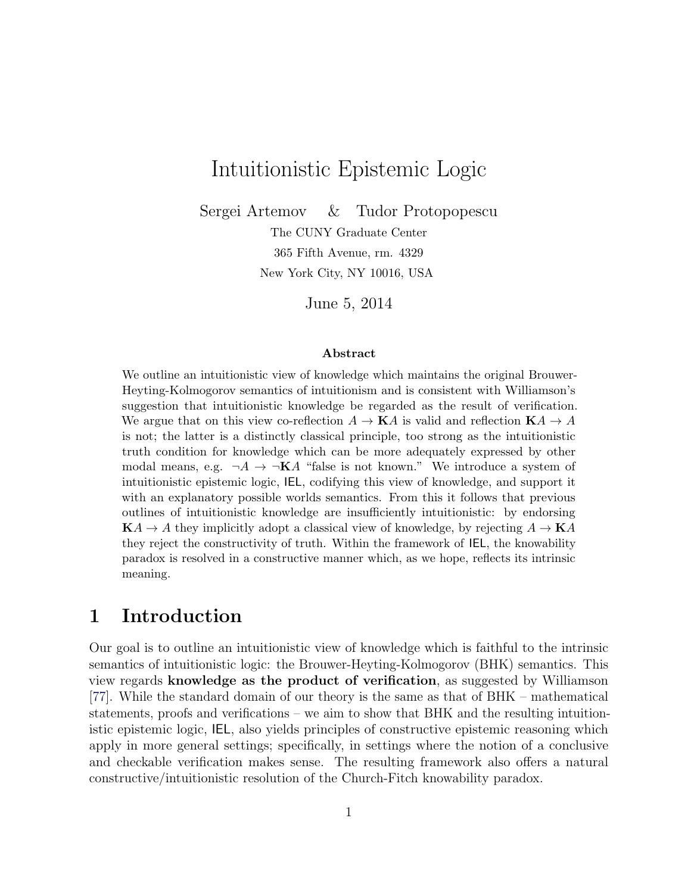# Intuitionistic Epistemic Logic

Sergei Artemov & Tudor Protopopescu

The CUNY Graduate Center

365 Fifth Avenue, rm. 4329

New York City, NY 10016, USA

June 5, 2014

### Abstract

We outline an intuitionistic view of knowledge which maintains the original Brouwer-Heyting-Kolmogorov semantics of intuitionism and is consistent with Williamson's suggestion that intuitionistic knowledge be regarded as the result of verification. We argue that on this view co-reflection $A \to \mathbf{K}A$ is valid and reflection $\mathbf{K}A \to A$ is not; the latter is a distinctly classical principle, too strong as the intuitionistic truth condition for knowledge which can be more adequately expressed by other modal means, e.g. $\neg A \to \neg\mathbf{K}A$ "false is not known." We introduce a system of intuitionistic epistemic logic, IEL, codifying this view of knowledge, and support it with an explanatory possible worlds semantics. From this it follows that previous outlines of intuitionistic knowledge are insufficiently intuitionistic: by endorsing $\mathbf{K}A \to A$ they implicitly adopt a classical view of knowledge, by rejecting $A \to \mathbf{K}A$ they reject the constructivity of truth. Within the framework of IEL, the knowability paradox is resolved in a constructive manner which, as we hope, reflects its intrinsic meaning.

## 1 Introduction

Our goal is to outline an intuitionistic view of knowledge which is faithful to the intrinsic semantics of intuitionistic logic: the Brouwer-Heyting-Kolmogorov (BHK) semantics. This view regards **knowledge as the product of verification**, as suggested by Williamson [77]. While the standard domain of our theory is the same as that of BHK – mathematical statements, proofs and verifications – we aim to show that BHK and the resulting intuitionistic epistemic logic, IEL, also yields principles of constructive epistemic reasoning which apply in more general settings; specifically, in settings where the notion of a conclusive and checkable verification makes sense. The resulting framework also offers a natural constructive/intuitionistic resolution of the Church-Fitch knowability paradox.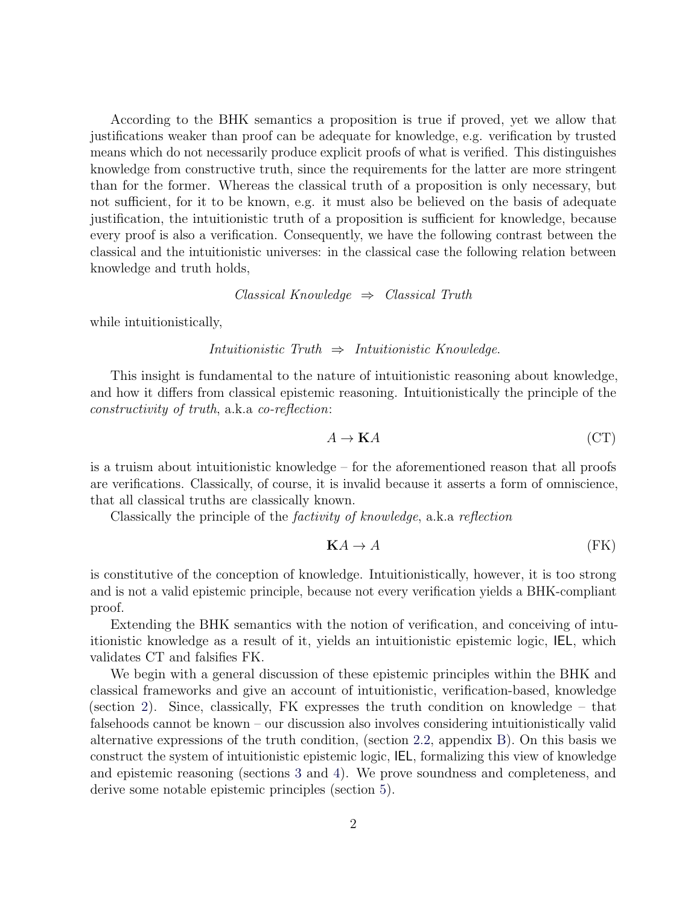According to the BHK semantics a proposition is true if proved, yet we allow that justifications weaker than proof can be adequate for knowledge, e.g. verification by trusted means which do not necessarily produce explicit proofs of what is verified. This distinguishes knowledge from constructive truth, since the requirements for the latter are more stringent than for the former. Whereas the classical truth of a proposition is only necessary, but not sufficient, for it to be known, e.g. it must also be believed on the basis of adequate justification, the intuitionistic truth of a proposition is sufficient for knowledge, because every proof is also a verification. Consequently, we have the following contrast between the classical and the intuitionistic universes: in the classical case the following relation between knowledge and truth holds,

$$\textit{Classical Knowledge} \;\Rightarrow\; \textit{Classical Truth}$$

while intuitionistically,

$$\textit{Intuitionistic Truth} \;\Rightarrow\; \textit{Intuitionistic Knowledge.}$$

This insight is fundamental to the nature of intuitionistic reasoning about knowledge, and how it differs from classical epistemic reasoning. Intuitionistically the principle of the *constructivity of truth*, a.k.a *co-reflection*:

$$A \to \mathbf{K}A \tag{CT}$$

is a truism about intuitionistic knowledge – for the aforementioned reason that all proofs are verifications. Classically, of course, it is invalid because it asserts a form of omniscience, that all classical truths are classically known.

Classically the principle of the *factivity of knowledge*, a.k.a *reflection*

$$\mathbf{K}A \to A \tag{FK}$$

is constitutive of the conception of knowledge. Intuitionistically, however, it is too strong and is not a valid epistemic principle, because not every verification yields a BHK-compliant proof.

Extending the BHK semantics with the notion of verification, and conceiving of intuitionistic knowledge as a result of it, yields an intuitionistic epistemic logic, IEL, which validates CT and falsifies FK.

We begin with a general discussion of these epistemic principles within the BHK and classical frameworks and give an account of intuitionistic, verification-based, knowledge (section 2). Since, classically, FK expresses the truth condition on knowledge – that falsehoods cannot be known – our discussion also involves considering intuitionistically valid alternative expressions of the truth condition, (section 2.2, appendix B). On this basis we construct the system of intuitionistic epistemic logic, IEL, formalizing this view of knowledge and epistemic reasoning (sections 3 and 4). We prove soundness and completeness, and derive some notable epistemic principles (section 5).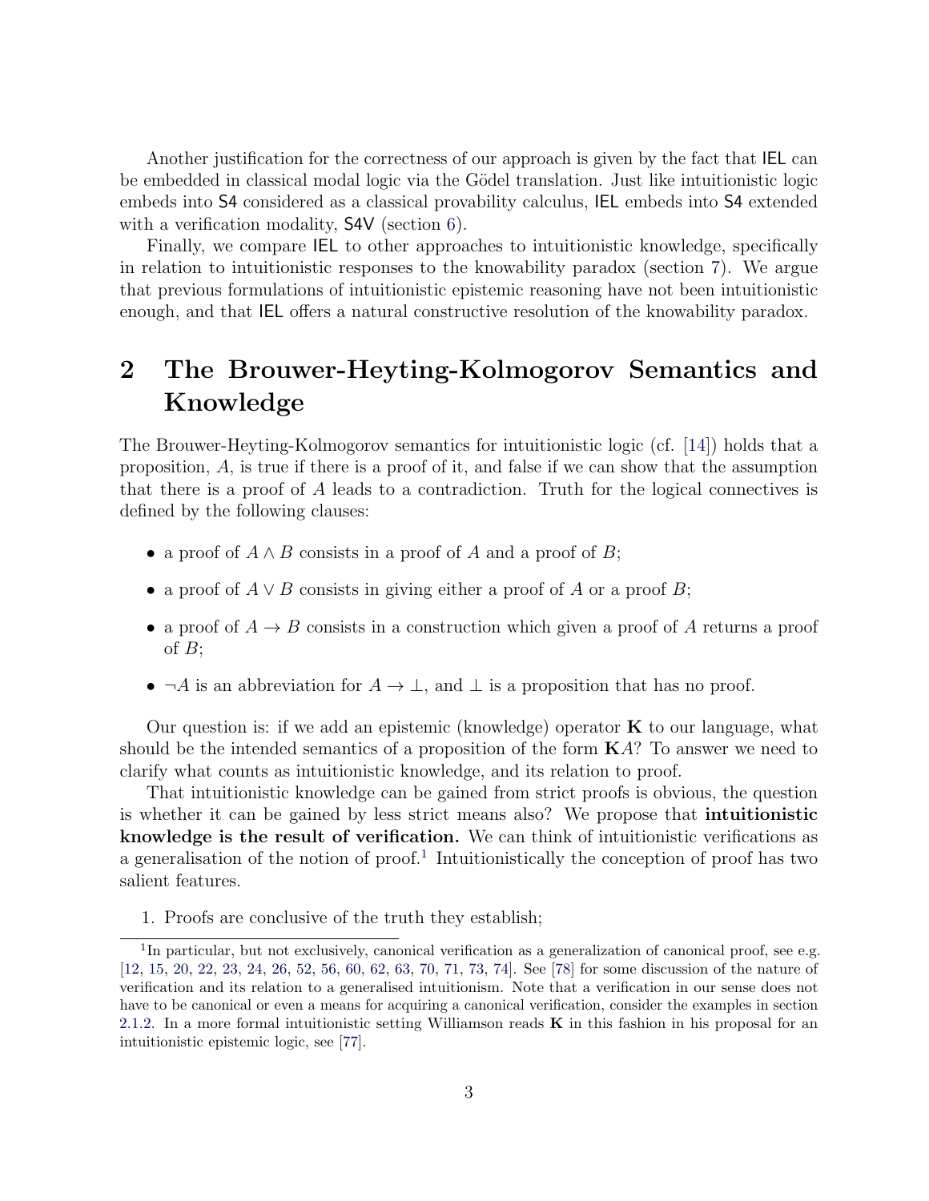Another justification for the correctness of our approach is given by the fact that IEL can be embedded in classical modal logic via the Gödel translation. Just like intuitionistic logic embeds into S4 considered as a classical provability calculus, IEL embeds into S4 extended with a verification modality, S4V (section 6).

Finally, we compare IEL to other approaches to intuitionistic knowledge, specifically in relation to intuitionistic responses to the knowability paradox (section 7). We argue that previous formulations of intuitionistic epistemic reasoning have not been intuitionistic enough, and that IEL offers a natural constructive resolution of the knowability paradox.

# 2 The Brouwer-Heyting-Kolmogorov Semantics and Knowledge

The Brouwer-Heyting-Kolmogorov semantics for intuitionistic logic (cf. [14]) holds that a proposition, $A$, is true if there is a proof of it, and false if we can show that the assumption that there is a proof of $A$ leads to a contradiction. Truth for the logical connectives is defined by the following clauses:

- a proof of $A \wedge B$ consists in a proof of $A$ and a proof of $B$;
- a proof of $A \vee B$ consists in giving either a proof of $A$ or a proof $B$;
- a proof of $A \rightarrow B$ consists in a construction which given a proof of $A$ returns a proof of $B$;
- $\neg A$ is an abbreviation for $A \rightarrow \bot$, and $\bot$ is a proposition that has no proof.

Our question is: if we add an epistemic (knowledge) operator $\mathbf{K}$ to our language, what should be the intended semantics of a proposition of the form $\mathbf{K}A$? To answer we need to clarify what counts as intuitionistic knowledge, and its relation to proof.

That intuitionistic knowledge can be gained from strict proofs is obvious, the question is whether it can be gained by less strict means also? We propose that **intuitionistic knowledge is the result of verification.** We can think of intuitionistic verifications as a generalisation of the notion of proof.[1] Intuitionistically the conception of proof has two salient features.

1. Proofs are conclusive of the truth they establish;

[1] In particular, but not exclusively, canonical verification as a generalization of canonical proof, see e.g. [12, 15, 20, 22, 23, 24, 26, 52, 56, 60, 62, 63, 70, 71, 73, 74]. See [78] for some discussion of the nature of verification and its relation to a generalised intuitionism. Note that a verification in our sense does not have to be canonical or even a means for acquiring a canonical verification, consider the examples in section 2.1.2. In a more formal intuitionistic setting Williamson reads $\mathbf{K}$ in this fashion in his proposal for an intuitionistic epistemic logic, see [77].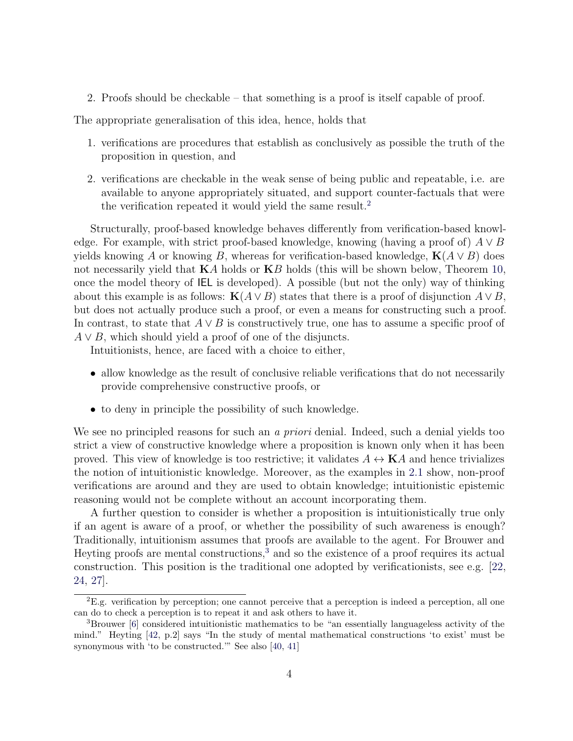2. Proofs should be checkable – that something is a proof is itself capable of proof.

The appropriate generalisation of this idea, hence, holds that

1. verifications are procedures that establish as conclusively as possible the truth of the proposition in question, and
2. verifications are checkable in the weak sense of being public and repeatable, i.e. are available to anyone appropriately situated, and support counter-factuals that were the verification repeated it would yield the same result.[2]

Structurally, proof-based knowledge behaves differently from verification-based knowledge. For example, with strict proof-based knowledge, knowing (having a proof of) $A \vee B$ yields knowing $A$ or knowing $B$, whereas for verification-based knowledge, $\mathbf{K}(A \vee B)$ does not necessarily yield that $\mathbf{K}A$ holds or $\mathbf{K}B$ holds (this will be shown below, Theorem 10, once the model theory of IEL is developed). A possible (but not the only) way of thinking about this example is as follows: $\mathbf{K}(A \vee B)$ states that there is a proof of disjunction $A \vee B$, but does not actually produce such a proof, or even a means for constructing such a proof. In contrast, to state that $A \vee B$ is constructively true, one has to assume a specific proof of $A \vee B$, which should yield a proof of one of the disjuncts.

Intuitionists, hence, are faced with a choice to either,

- allow knowledge as the result of conclusive reliable verifications that do not necessarily provide comprehensive constructive proofs, or
- to deny in principle the possibility of such knowledge.

We see no principled reasons for such an *a priori* denial. Indeed, such a denial yields too strict a view of constructive knowledge where a proposition is known only when it has been proved. This view of knowledge is too restrictive; it validates $A \leftrightarrow \mathbf{K}A$ and hence trivializes the notion of intuitionistic knowledge. Moreover, as the examples in 2.1 show, non-proof verifications are around and they are used to obtain knowledge; intuitionistic epistemic reasoning would not be complete without an account incorporating them.

A further question to consider is whether a proposition is intuitionistically true only if an agent is aware of a proof, or whether the possibility of such awareness is enough? Traditionally, intuitionism assumes that proofs are available to the agent. For Brouwer and Heyting proofs are mental constructions,[3] and so the existence of a proof requires its actual construction. This position is the traditional one adopted by verificationists, see e.g. [22, 24, 27].

[2] E.g. verification by perception; one cannot perceive that a perception is indeed a perception, all one can do to check a perception is to repeat it and ask others to have it.

[3] Brouwer [6] considered intuitionistic mathematics to be "an essentially languageless activity of the mind." Heyting [42, p.2] says "In the study of mental mathematical constructions 'to exist' must be synonymous with 'to be constructed.'" See also [40, 41]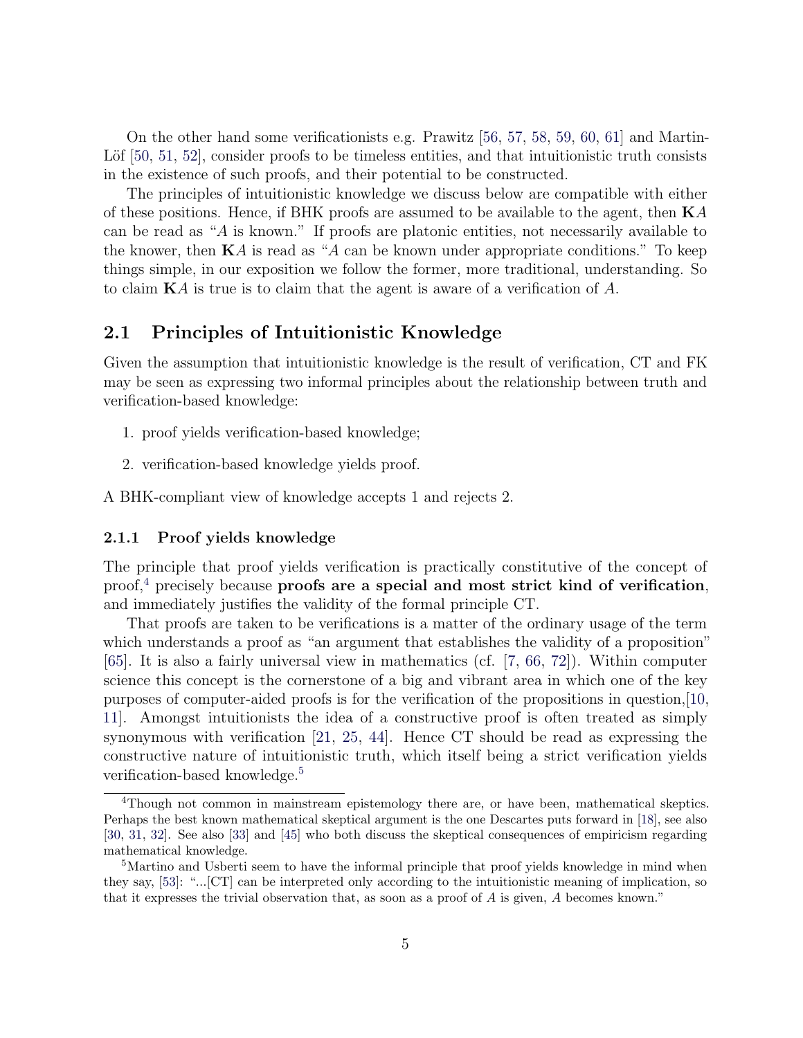On the other hand some verificationists e.g. Prawitz [56, 57, 58, 59, 60, 61] and Martin-Löf [50, 51, 52], consider proofs to be timeless entities, and that intuitionistic truth consists in the existence of such proofs, and their potential to be constructed.

The principles of intuitionistic knowledge we discuss below are compatible with either of these positions. Hence, if BHK proofs are assumed to be available to the agent, then $\mathbf{K}A$ can be read as "$A$ is known." If proofs are platonic entities, not necessarily available to the knower, then $\mathbf{K}A$ is read as "$A$ can be known under appropriate conditions." To keep things simple, in our exposition we follow the former, more traditional, understanding. So to claim $\mathbf{K}A$ is true is to claim that the agent is aware of a verification of $A$.

## 2.1 Principles of Intuitionistic Knowledge

Given the assumption that intuitionistic knowledge is the result of verification, CT and FK may be seen as expressing two informal principles about the relationship between truth and verification-based knowledge:

1. proof yields verification-based knowledge;
2. verification-based knowledge yields proof.

A BHK-compliant view of knowledge accepts 1 and rejects 2.

### 2.1.1 Proof yields knowledge

The principle that proof yields verification is practically constitutive of the concept of proof,[4] precisely because **proofs are a special and most strict kind of verification**, and immediately justifies the validity of the formal principle CT.

That proofs are taken to be verifications is a matter of the ordinary usage of the term which understands a proof as "an argument that establishes the validity of a proposition" [65]. It is also a fairly universal view in mathematics (cf. [7, 66, 72]). Within computer science this concept is the cornerstone of a big and vibrant area in which one of the key purposes of computer-aided proofs is for the verification of the propositions in question,[10, 11]. Amongst intuitionists the idea of a constructive proof is often treated as simply synonymous with verification [21, 25, 44]. Hence CT should be read as expressing the constructive nature of intuitionistic truth, which itself being a strict verification yields verification-based knowledge.[5]

[4] Though not common in mainstream epistemology there are, or have been, mathematical skeptics. Perhaps the best known mathematical skeptical argument is the one Descartes puts forward in [18], see also [30, 31, 32]. See also [33] and [45] who both discuss the skeptical consequences of empiricism regarding mathematical knowledge.

[5] Martino and Usberti seem to have the informal principle that proof yields knowledge in mind when they say, [53]: "...[CT] can be interpreted only according to the intuitionistic meaning of implication, so that it expresses the trivial observation that, as soon as a proof of $A$ is given, $A$ becomes known."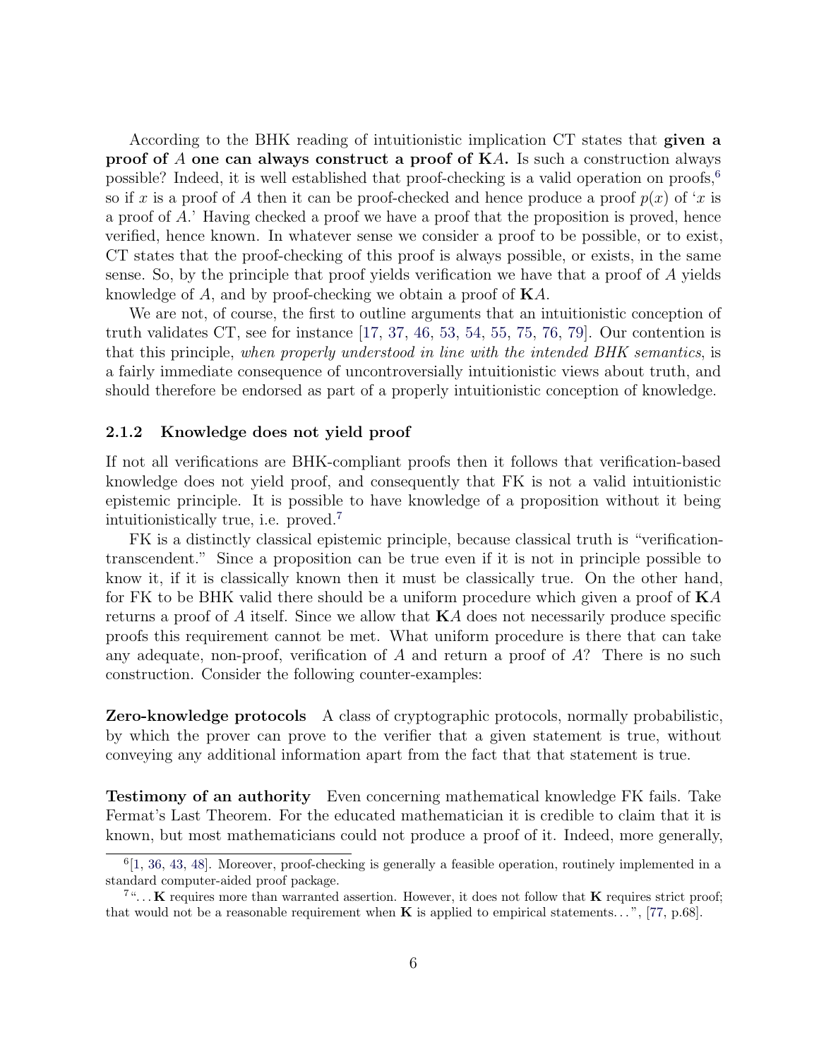According to the BHK reading of intuitionistic implication CT states that **given a proof of $A$ one can always construct a proof of $\mathbf{K}A$.** Is such a construction always possible? Indeed, it is well established that proof-checking is a valid operation on proofs,[6] so if $x$ is a proof of $A$ then it can be proof-checked and hence produce a proof $p(x)$ of '$x$ is a proof of $A$.' Having checked a proof we have a proof that the proposition is proved, hence verified, hence known. In whatever sense we consider a proof to be possible, or to exist, CT states that the proof-checking of this proof is always possible, or exists, in the same sense. So, by the principle that proof yields verification we have that a proof of $A$ yields knowledge of $A$, and by proof-checking we obtain a proof of $\mathbf{K}A$.

We are not, of course, the first to outline arguments that an intuitionistic conception of truth validates CT, see for instance [17, 37, 46, 53, 54, 55, 75, 76, 79]. Our contention is that this principle, *when properly understood in line with the intended BHK semantics*, is a fairly immediate consequence of uncontroversially intuitionistic views about truth, and should therefore be endorsed as part of a properly intuitionistic conception of knowledge.

### 2.1.2 Knowledge does not yield proof

If not all verifications are BHK-compliant proofs then it follows that verification-based knowledge does not yield proof, and consequently that FK is not a valid intuitionistic epistemic principle. It is possible to have knowledge of a proposition without it being intuitionistically true, i.e. proved.[7]

FK is a distinctly classical epistemic principle, because classical truth is "verification-transcendent." Since a proposition can be true even if it is not in principle possible to know it, if it is classically known then it must be classically true. On the other hand, for FK to be BHK valid there should be a uniform procedure which given a proof of $\mathbf{K}A$ returns a proof of $A$ itself. Since we allow that $\mathbf{K}A$ does not necessarily produce specific proofs this requirement cannot be met. What uniform procedure is there that can take any adequate, non-proof, verification of $A$ and return a proof of $A$? There is no such construction. Consider the following counter-examples:

**Zero-knowledge protocols** A class of cryptographic protocols, normally probabilistic, by which the prover can prove to the verifier that a given statement is true, without conveying any additional information apart from the fact that that statement is true.

**Testimony of an authority** Even concerning mathematical knowledge FK fails. Take Fermat's Last Theorem. For the educated mathematician it is credible to claim that it is known, but most mathematicians could not produce a proof of it. Indeed, more generally,

[6] [1, 36, 43, 48]. Moreover, proof-checking is generally a feasible operation, routinely implemented in a standard computer-aided proof package.

[7] "...**K** requires more than warranted assertion. However, it does not follow that **K** requires strict proof; that would not be a reasonable requirement when **K** is applied to empirical statements...", [77, p.68].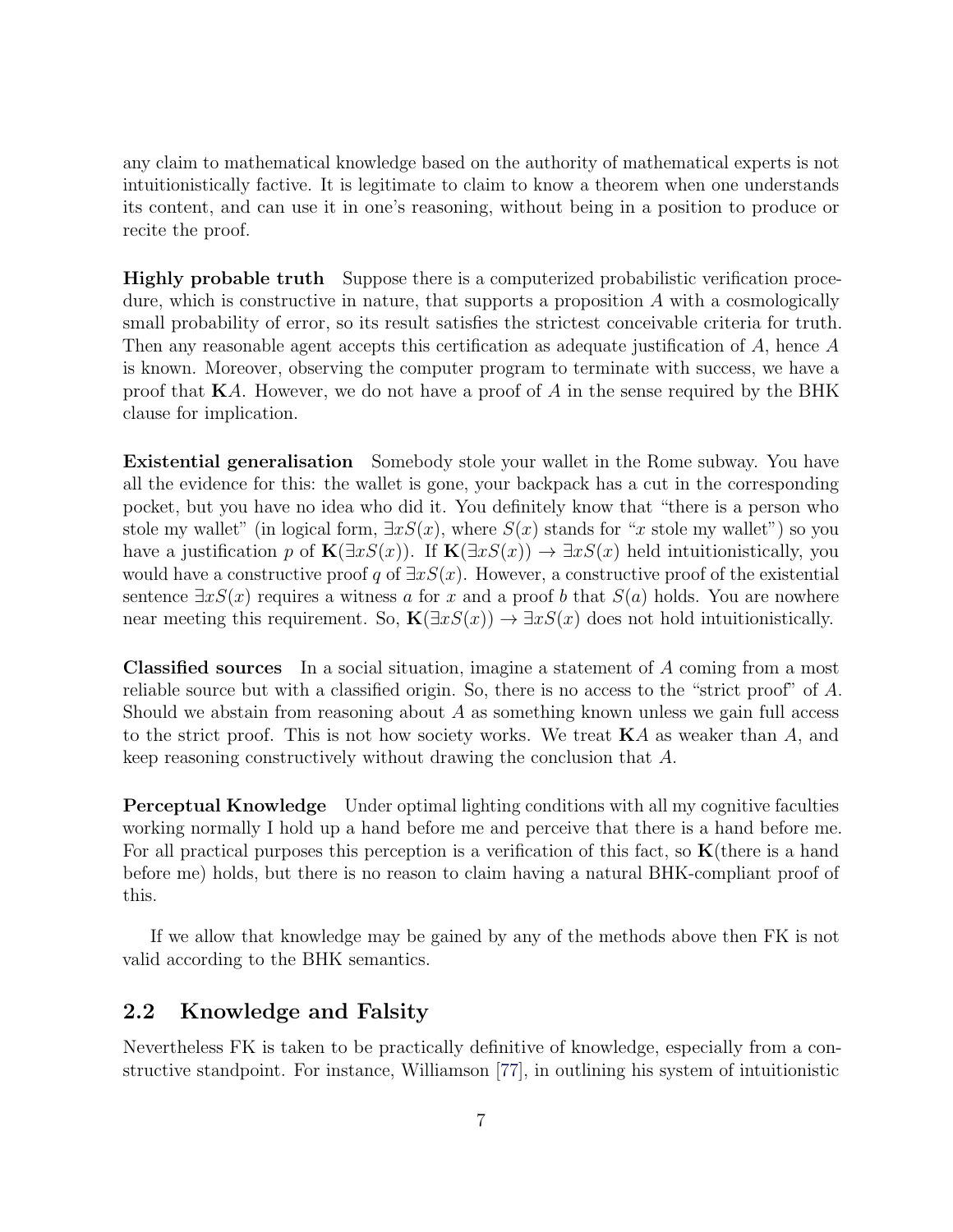any claim to mathematical knowledge based on the authority of mathematical experts is not intuitionistically factive. It is legitimate to claim to know a theorem when one understands its content, and can use it in one's reasoning, without being in a position to produce or recite the proof.

**Highly probable truth** Suppose there is a computerized probabilistic verification procedure, which is constructive in nature, that supports a proposition $A$ with a cosmologically small probability of error, so its result satisfies the strictest conceivable criteria for truth. Then any reasonable agent accepts this certification as adequate justification of $A$, hence $A$ is known. Moreover, observing the computer program to terminate with success, we have a proof that $\mathbf{K}A$. However, we do not have a proof of $A$ in the sense required by the BHK clause for implication.

**Existential generalisation** Somebody stole your wallet in the Rome subway. You have all the evidence for this: the wallet is gone, your backpack has a cut in the corresponding pocket, but you have no idea who did it. You definitely know that "there is a person who stole my wallet" (in logical form, $\exists x S(x)$, where $S(x)$ stands for "$x$ stole my wallet") so you have a justification $p$ of $\mathbf{K}(\exists x S(x))$. If $\mathbf{K}(\exists x S(x)) \to \exists x S(x)$ held intuitionistically, you would have a constructive proof $q$ of $\exists x S(x)$. However, a constructive proof of the existential sentence $\exists x S(x)$ requires a witness $a$ for $x$ and a proof $b$ that $S(a)$ holds. You are nowhere near meeting this requirement. So, $\mathbf{K}(\exists x S(x)) \to \exists x S(x)$ does not hold intuitionistically.

**Classified sources** In a social situation, imagine a statement of $A$ coming from a most reliable source but with a classified origin. So, there is no access to the "strict proof" of $A$. Should we abstain from reasoning about $A$ as something known unless we gain full access to the strict proof. This is not how society works. We treat $\mathbf{K}A$ as weaker than $A$, and keep reasoning constructively without drawing the conclusion that $A$.

**Perceptual Knowledge** Under optimal lighting conditions with all my cognitive faculties working normally I hold up a hand before me and perceive that there is a hand before me. For all practical purposes this perception is a verification of this fact, so $\mathbf{K}$(there is a hand before me) holds, but there is no reason to claim having a natural BHK-compliant proof of this.

If we allow that knowledge may be gained by any of the methods above then FK is not valid according to the BHK semantics.

## 2.2 Knowledge and Falsity

Nevertheless FK is taken to be practically definitive of knowledge, especially from a constructive standpoint. For instance, Williamson [77], in outlining his system of intuitionistic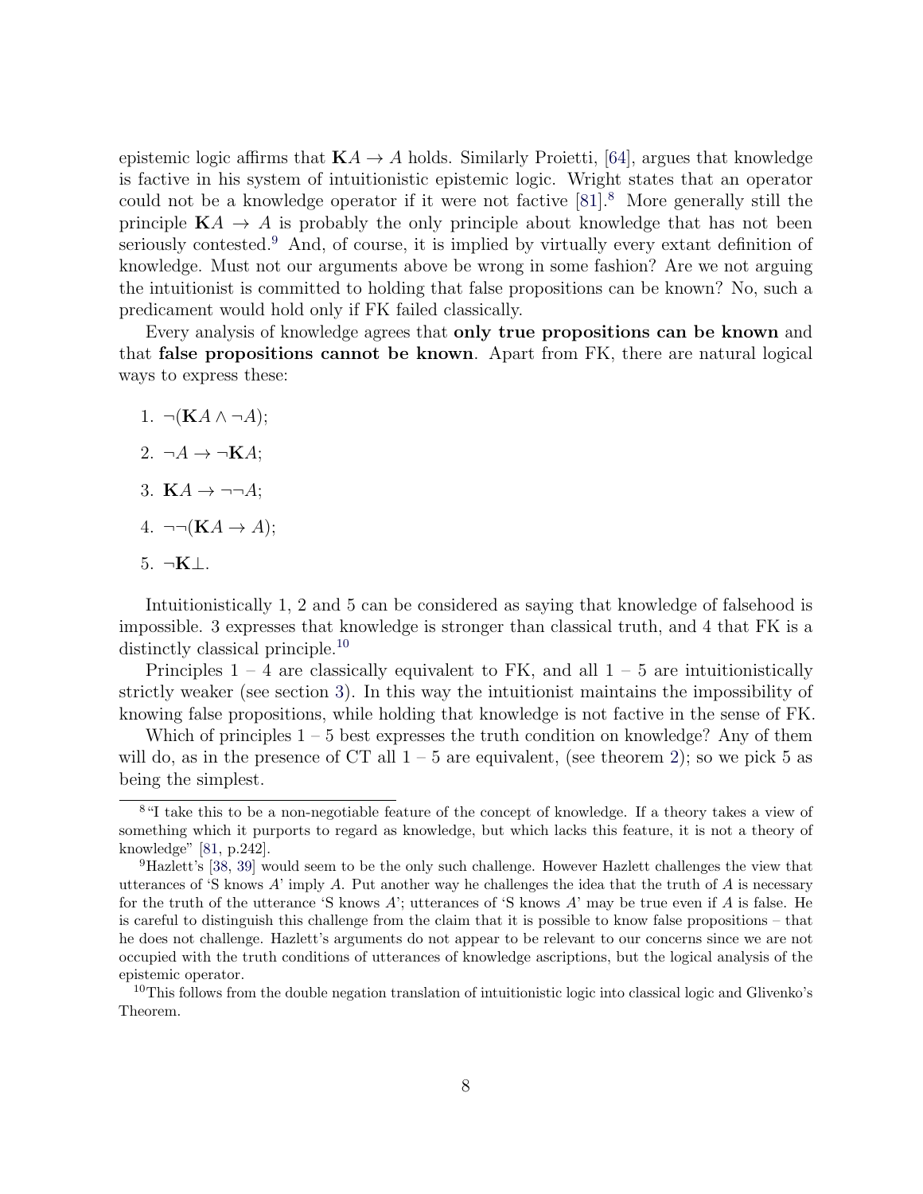epistemic logic affirms that $\mathbf{K}A \to A$ holds. Similarly Proietti, [64], argues that knowledge is factive in his system of intuitionistic epistemic logic. Wright states that an operator could not be a knowledge operator if it were not factive [81].[8] More generally still the principle $\mathbf{K}A \to A$ is probably the only principle about knowledge that has not been seriously contested.[9] And, of course, it is implied by virtually every extant definition of knowledge. Must not our arguments above be wrong in some fashion? Are we not arguing the intuitionist is committed to holding that false propositions can be known? No, such a predicament would hold only if FK failed classically.

Every analysis of knowledge agrees that **only true propositions can be known** and that **false propositions cannot be known**. Apart from FK, there are natural logical ways to express these:

1. $\neg(\mathbf{K}A \wedge \neg A)$;
2. $\neg A \to \neg \mathbf{K}A$;
3. $\mathbf{K}A \to \neg\neg A$;
4. $\neg\neg(\mathbf{K}A \to A)$;
5. $\neg \mathbf{K}\bot$.

Intuitionistically 1, 2 and 5 can be considered as saying that knowledge of falsehood is impossible. 3 expresses that knowledge is stronger than classical truth, and 4 that FK is a distinctly classical principle.[10]

Principles 1 – 4 are classically equivalent to FK, and all 1 – 5 are intuitionistically strictly weaker (see section 3). In this way the intuitionist maintains the impossibility of knowing false propositions, while holding that knowledge is not factive in the sense of FK.

Which of principles 1 – 5 best expresses the truth condition on knowledge? Any of them will do, as in the presence of CT all 1 – 5 are equivalent, (see theorem 2); so we pick 5 as being the simplest.

---

[8] "I take this to be a non-negotiable feature of the concept of knowledge. If a theory takes a view of something which it purports to regard as knowledge, but which lacks this feature, it is not a theory of knowledge" [81, p.242].

[9] Hazlett's [38, 39] would seem to be the only such challenge. However Hazlett challenges the view that utterances of 'S knows $A$' imply $A$. Put another way he challenges the idea that the truth of $A$ is necessary for the truth of the utterance 'S knows $A$'; utterances of 'S knows $A$' may be true even if $A$ is false. He is careful to distinguish this challenge from the claim that it is possible to know false propositions – that he does not challenge. Hazlett's arguments do not appear to be relevant to our concerns since we are not occupied with the truth conditions of utterances of knowledge ascriptions, but the logical analysis of the epistemic operator.

[10] This follows from the double negation translation of intuitionistic logic into classical logic and Glivenko's Theorem.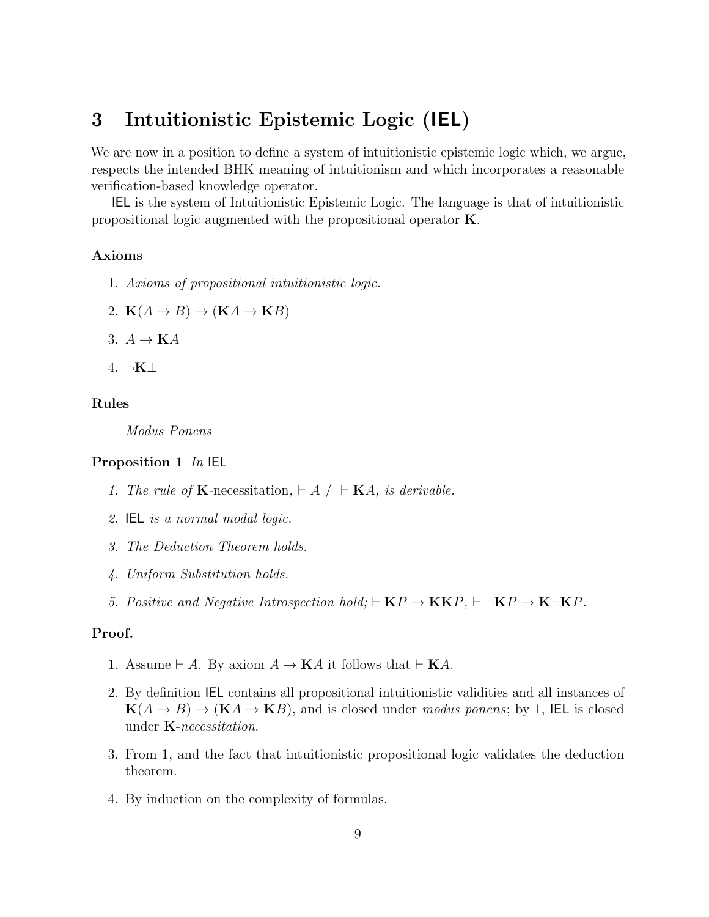# 3 Intuitionistic Epistemic Logic (IEL)

We are now in a position to define a system of intuitionistic epistemic logic which, we argue, respects the intended BHK meaning of intuitionism and which incorporates a reasonable verification-based knowledge operator.

IEL is the system of Intuitionistic Epistemic Logic. The language is that of intuitionistic propositional logic augmented with the propositional operator $\mathbf{K}$.

### Axioms

1. *Axioms of propositional intuitionistic logic.*
2. $\mathbf{K}(A \to B) \to (\mathbf{K}A \to \mathbf{K}B)$
3. $A \to \mathbf{K}A$
4. $\neg\mathbf{K}\bot$

### Rules

*Modus Ponens*

**Proposition 1** *In* IEL

1. *The rule of* $\mathbf{K}$-necessitation*,* $\vdash A \;/\; \vdash \mathbf{K}A$*, is derivable.*
2. IEL *is a normal modal logic.*
3. *The Deduction Theorem holds.*
4. *Uniform Substitution holds.*
5. *Positive and Negative Introspection hold;* $\vdash \mathbf{K}P \to \mathbf{K}\mathbf{K}P$*,* $\vdash \neg\mathbf{K}P \to \mathbf{K}\neg\mathbf{K}P$*.*

**Proof.**

1. Assume $\vdash A$. By axiom $A \to \mathbf{K}A$ it follows that $\vdash \mathbf{K}A$.
2. By definition IEL contains all propositional intuitionistic validities and all instances of $\mathbf{K}(A \to B) \to (\mathbf{K}A \to \mathbf{K}B)$, and is closed under *modus ponens*; by 1, IEL is closed under $\mathbf{K}$-*necessitation*.
3. From 1, and the fact that intuitionistic propositional logic validates the deduction theorem.
4. By induction on the complexity of formulas.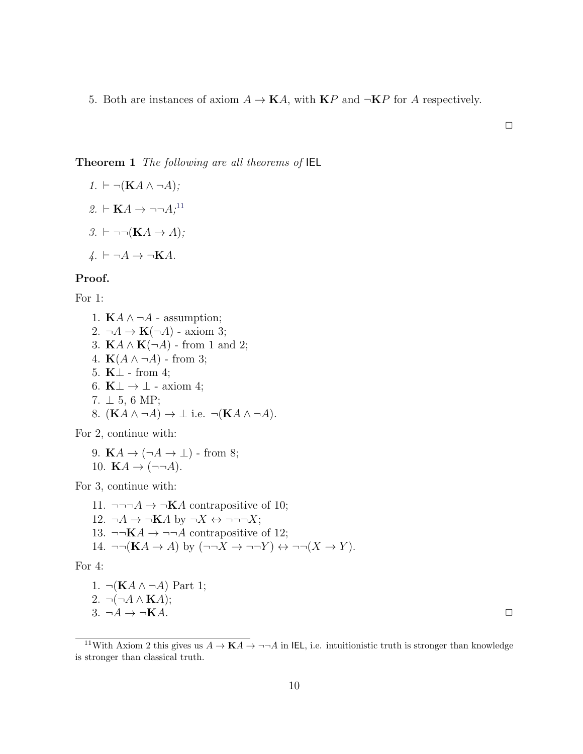5. Both are instances of axiom $A \to \mathbf{K}A$, with $\mathbf{K}P$ and $\neg\mathbf{K}P$ for $A$ respectively.

$\square$

**Theorem 1** *The following are all theorems of* IEL

1. $\vdash \neg(\mathbf{K}A \wedge \neg A)$;
2. $\vdash \mathbf{K}A \to \neg\neg A$;[11]
3. $\vdash \neg\neg(\mathbf{K}A \to A)$;
4. $\vdash \neg A \to \neg\mathbf{K}A$.

**Proof.**

For 1:

1. $\mathbf{K}A \wedge \neg A$ - assumption;
2. $\neg A \to \mathbf{K}(\neg A)$ - axiom 3;
3. $\mathbf{K}A \wedge \mathbf{K}(\neg A)$ - from 1 and 2;
4. $\mathbf{K}(A \wedge \neg A)$ - from 3;
5. $\mathbf{K}\bot$ - from 4;
6. $\mathbf{K}\bot \to \bot$ - axiom 4;
7. $\bot$ 5, 6 MP;
8. $(\mathbf{K}A \wedge \neg A) \to \bot$ i.e. $\neg(\mathbf{K}A \wedge \neg A)$.

For 2, continue with:

9. $\mathbf{K}A \to (\neg A \to \bot)$ - from 8;
10. $\mathbf{K}A \to (\neg\neg A)$.

For 3, continue with:

11. $\neg\neg\neg A \to \neg\mathbf{K}A$ contrapositive of 10;
12. $\neg A \to \neg\mathbf{K}A$ by $\neg X \leftrightarrow \neg\neg\neg X$;
13. $\neg\neg\mathbf{K}A \to \neg\neg A$ contrapositive of 12;
14. $\neg\neg(\mathbf{K}A \to A)$ by $(\neg\neg X \to \neg\neg Y) \leftrightarrow \neg\neg(X \to Y)$.

For 4:

1. $\neg(\mathbf{K}A \wedge \neg A)$ Part 1;
2. $\neg(\neg A \wedge \mathbf{K}A)$;
3. $\neg A \to \neg\mathbf{K}A$.

$\square$

[11] With Axiom 2 this gives us $A \to \mathbf{K}A \to \neg\neg A$ in IEL, i.e. intuitionistic truth is stronger than knowledge is stronger than classical truth.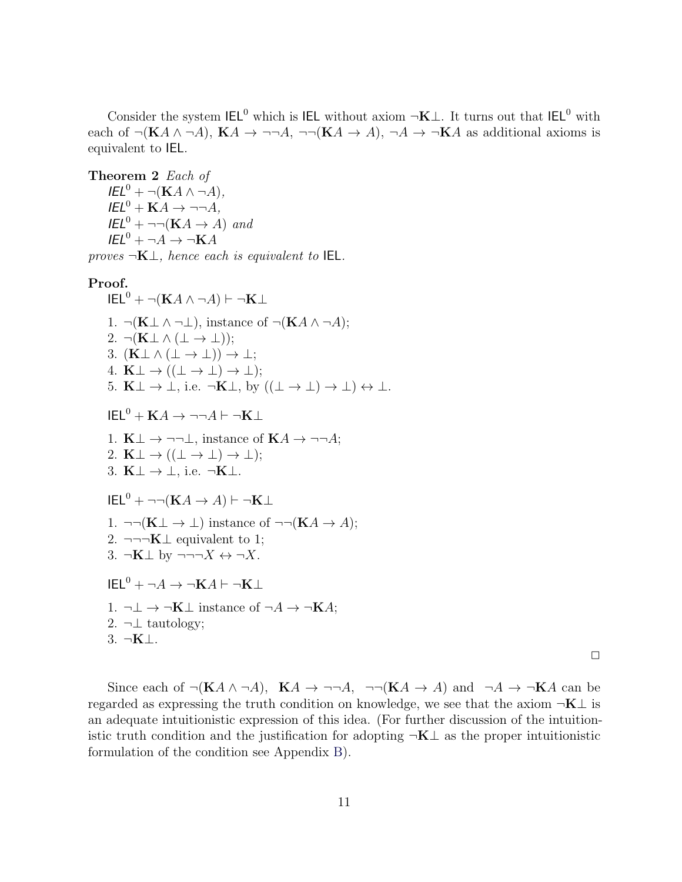Consider the system $\mathsf{IEL}^0$ which is $\mathsf{IEL}$ without axiom $\neg\mathbf{K}\bot$. It turns out that $\mathsf{IEL}^0$ with each of $\neg(\mathbf{K}A \wedge \neg A)$, $\mathbf{K}A \to \neg\neg A$, $\neg\neg(\mathbf{K}A \to A)$, $\neg A \to \neg\mathbf{K}A$ as additional axioms is equivalent to $\mathsf{IEL}$.

**Theorem 2** *Each of*

$\mathsf{IEL}^0 + \neg(\mathbf{K}A \wedge \neg A)$,
$\mathsf{IEL}^0 + \mathbf{K}A \to \neg\neg A$,
$\mathsf{IEL}^0 + \neg\neg(\mathbf{K}A \to A)$ *and*
$\mathsf{IEL}^0 + \neg A \to \neg\mathbf{K}A$

*proves $\neg\mathbf{K}\bot$, hence each is equivalent to* $\mathsf{IEL}$.

**Proof.**

$\mathsf{IEL}^0 + \neg(\mathbf{K}A \wedge \neg A) \vdash \neg\mathbf{K}\bot$

1. $\neg(\mathbf{K}\bot \wedge \neg\bot)$, instance of $\neg(\mathbf{K}A \wedge \neg A)$;
2. $\neg(\mathbf{K}\bot \wedge (\bot \to \bot))$;
3. $(\mathbf{K}\bot \wedge (\bot \to \bot)) \to \bot$;
4. $\mathbf{K}\bot \to ((\bot \to \bot) \to \bot)$;
5. $\mathbf{K}\bot \to \bot$, i.e. $\neg\mathbf{K}\bot$, by $((\bot \to \bot) \to \bot) \leftrightarrow \bot$.

$\mathsf{IEL}^0 + \mathbf{K}A \to \neg\neg A \vdash \neg\mathbf{K}\bot$

1. $\mathbf{K}\bot \to \neg\neg\bot$, instance of $\mathbf{K}A \to \neg\neg A$;
2. $\mathbf{K}\bot \to ((\bot \to \bot) \to \bot)$;
3. $\mathbf{K}\bot \to \bot$, i.e. $\neg\mathbf{K}\bot$.

$\mathsf{IEL}^0 + \neg\neg(\mathbf{K}A \to A) \vdash \neg\mathbf{K}\bot$

1. $\neg\neg(\mathbf{K}\bot \to \bot)$ instance of $\neg\neg(\mathbf{K}A \to A)$;
2. $\neg\neg\neg\mathbf{K}\bot$ equivalent to 1;
3. $\neg\mathbf{K}\bot$ by $\neg\neg\neg X \leftrightarrow \neg X$.

$\mathsf{IEL}^0 + \neg A \to \neg\mathbf{K}A \vdash \neg\mathbf{K}\bot$

1. $\neg\bot \to \neg\mathbf{K}\bot$ instance of $\neg A \to \neg\mathbf{K}A$;
2. $\neg\bot$ tautology;
3. $\neg\mathbf{K}\bot$.

□

Since each of $\neg(\mathbf{K}A \wedge \neg A)$, $\mathbf{K}A \to \neg\neg A$, $\neg\neg(\mathbf{K}A \to A)$ and $\neg A \to \neg\mathbf{K}A$ can be regarded as expressing the truth condition on knowledge, we see that the axiom $\neg\mathbf{K}\bot$ is an adequate intuitionistic expression of this idea. (For further discussion of the intuitionistic truth condition and the justification for adopting $\neg\mathbf{K}\bot$ as the proper intuitionistic formulation of the condition see Appendix B).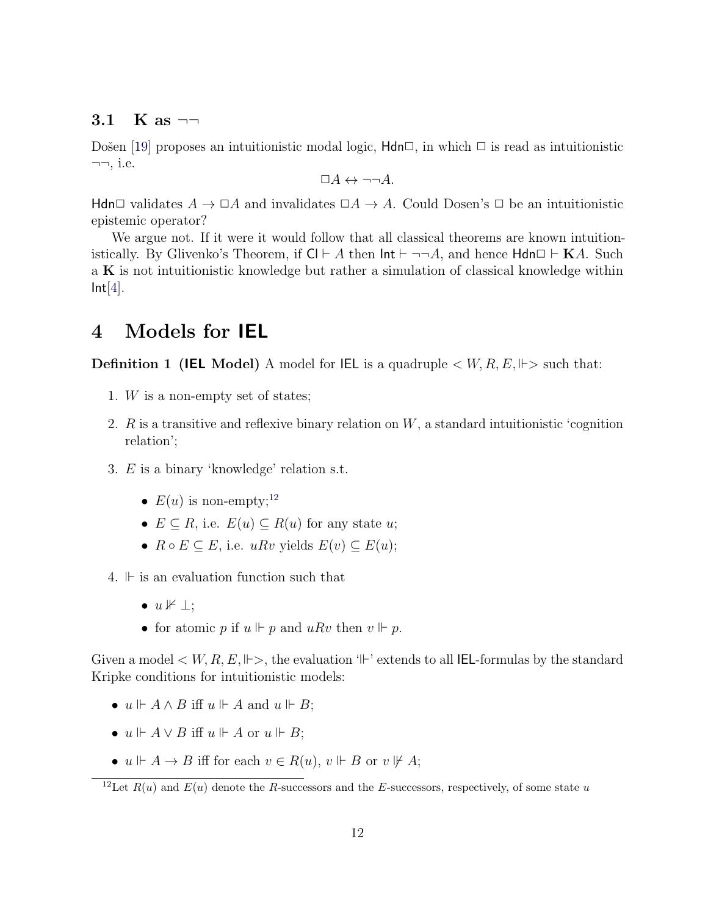### 3.1 K as $\neg\neg$

Došen [19] proposes an intuitionistic modal logic, $\mathsf{Hdn}\Box$, in which $\Box$ is read as intuitionistic $\neg\neg$, i.e.

$$\Box A \leftrightarrow \neg\neg A.$$

$\mathsf{Hdn}\Box$ validates $A \to \Box A$ and invalidates $\Box A \to A$. Could Dosen's $\Box$ be an intuitionistic epistemic operator?

We argue not. If it were it would follow that all classical theorems are known intuitionistically. By Glivenko's Theorem, if $\mathsf{Cl} \vdash A$ then $\mathsf{Int} \vdash \neg\neg A$, and hence $\mathsf{Hdn}\Box \vdash \mathbf{K}A$. Such a $\mathbf{K}$ is not intuitionistic knowledge but rather a simulation of classical knowledge within $\mathsf{Int}$[4].

# 4 Models for IEL

**Definition 1 (IEL Model)** A model for $\mathsf{IEL}$ is a quadruple $< W, R, E, \Vdash >$ such that:

1. $W$ is a non-empty set of states;
2. $R$ is a transitive and reflexive binary relation on $W$, a standard intuitionistic 'cognition relation';
3. $E$ is a binary 'knowledge' relation s.t.
   - $E(u)$ is non-empty;[12]
   - $E \subseteq R$, i.e. $E(u) \subseteq R(u)$ for any state $u$;
   - $R \circ E \subseteq E$, i.e. $uRv$ yields $E(v) \subseteq E(u)$;
4. $\Vdash$ is an evaluation function such that
   - $u \nVdash \bot$;
   - for atomic $p$ if $u \Vdash p$ and $uRv$ then $v \Vdash p$.

Given a model $< W, R, E, \Vdash >$, the evaluation '$\Vdash$' extends to all $\mathsf{IEL}$-formulas by the standard Kripke conditions for intuitionistic models:

- $u \Vdash A \wedge B$ iff $u \Vdash A$ and $u \Vdash B$;
- $u \Vdash A \vee B$ iff $u \Vdash A$ or $u \Vdash B$;
- $u \Vdash A \to B$ iff for each $v \in R(u)$, $v \Vdash B$ or $v \nVdash A$;

[12] Let $R(u)$ and $E(u)$ denote the $R$-successors and the $E$-successors, respectively, of some state $u$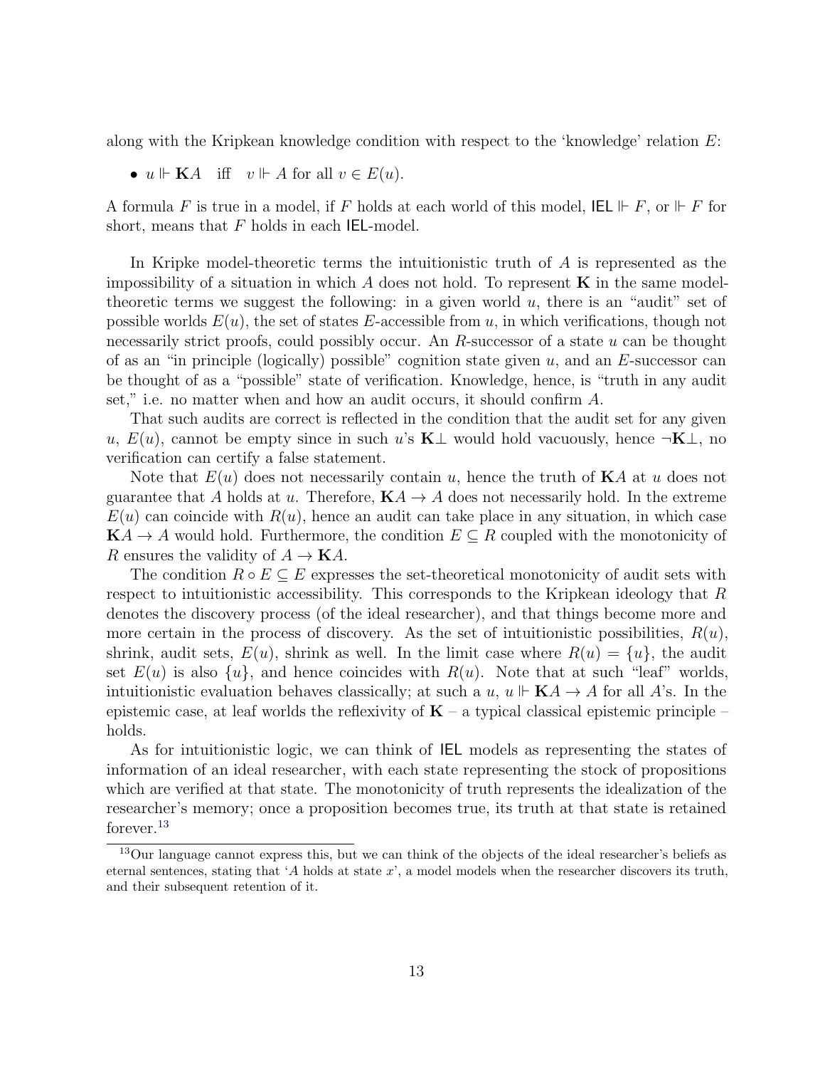along with the Kripkean knowledge condition with respect to the 'knowledge' relation $E$:

- $u \Vdash \mathbf{K}A$ iff $v \Vdash A$ for all $v \in E(u)$.

A formula $F$ is true in a model, if $F$ holds at each world of this model, $\mathsf{IEL} \Vdash F$, or $\Vdash F$ for short, means that $F$ holds in each $\mathsf{IEL}$-model.

In Kripke model-theoretic terms the intuitionistic truth of $A$ is represented as the impossibility of a situation in which $A$ does not hold. To represent $\mathbf{K}$ in the same model-theoretic terms we suggest the following: in a given world $u$, there is an "audit" set of possible worlds $E(u)$, the set of states $E$-accessible from $u$, in which verifications, though not necessarily strict proofs, could possibly occur. An $R$-successor of a state $u$ can be thought of as an "in principle (logically) possible" cognition state given $u$, and an $E$-successor can be thought of as a "possible" state of verification. Knowledge, hence, is "truth in any audit set," i.e. no matter when and how an audit occurs, it should confirm $A$.

That such audits are correct is reflected in the condition that the audit set for any given $u$, $E(u)$, cannot be empty since in such $u$'s $\mathbf{K}\bot$ would hold vacuously, hence $\neg\mathbf{K}\bot$, no verification can certify a false statement.

Note that $E(u)$ does not necessarily contain $u$, hence the truth of $\mathbf{K}A$ at $u$ does not guarantee that $A$ holds at $u$. Therefore, $\mathbf{K}A \to A$ does not necessarily hold. In the extreme $E(u)$ can coincide with $R(u)$, hence an audit can take place in any situation, in which case $\mathbf{K}A \to A$ would hold. Furthermore, the condition $E \subseteq R$ coupled with the monotonicity of $R$ ensures the validity of $A \to \mathbf{K}A$.

The condition $R \circ E \subseteq E$ expresses the set-theoretical monotonicity of audit sets with respect to intuitionistic accessibility. This corresponds to the Kripkean ideology that $R$ denotes the discovery process (of the ideal researcher), and that things become more and more certain in the process of discovery. As the set of intuitionistic possibilities, $R(u)$, shrink, audit sets, $E(u)$, shrink as well. In the limit case where $R(u) = \{u\}$, the audit set $E(u)$ is also $\{u\}$, and hence coincides with $R(u)$. Note that at such "leaf" worlds, intuitionistic evaluation behaves classically; at such a $u$, $u \Vdash \mathbf{K}A \to A$ for all $A$'s. In the epistemic case, at leaf worlds the reflexivity of $\mathbf{K}$ – a typical classical epistemic principle – holds.

As for intuitionistic logic, we can think of $\mathsf{IEL}$ models as representing the states of information of an ideal researcher, with each state representing the stock of propositions which are verified at that state. The monotonicity of truth represents the idealization of the researcher's memory; once a proposition becomes true, its truth at that state is retained forever.[13]

[13] Our language cannot express this, but we can think of the objects of the ideal researcher's beliefs as eternal sentences, stating that '$A$ holds at state $x$', a model models when the researcher discovers its truth, and their subsequent retention of it.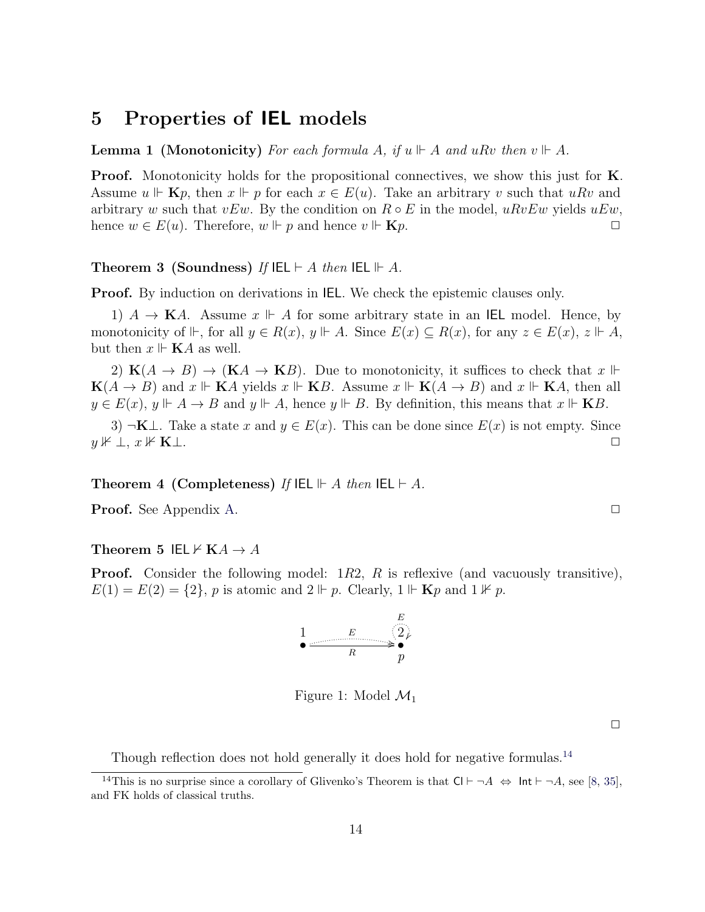# 5 Properties of IEL models

**Lemma 1 (Monotonicity)** *For each formula $A$, if $u \Vdash A$ and $uRv$ then $v \Vdash A$.*

**Proof.** Monotonicity holds for the propositional connectives, we show this just for $\mathbf{K}$. Assume $u \Vdash \mathbf{K}p$, then $x \Vdash p$ for each $x \in E(u)$. Take an arbitrary $v$ such that $uRv$ and arbitrary $w$ such that $vEw$. By the condition on $R \circ E$ in the model, $uRvEw$ yields $uEw$, hence $w \in E(u)$. Therefore, $w \Vdash p$ and hence $v \Vdash \mathbf{K}p$. ◻

**Theorem 3 (Soundness)** *If $\mathsf{IEL} \vdash A$ then $\mathsf{IEL} \Vdash A$.*

**Proof.** By induction on derivations in IEL. We check the epistemic clauses only.

1) $A \to \mathbf{K}A$. Assume $x \Vdash A$ for some arbitrary state in an IEL model. Hence, by monotonicity of $\Vdash$, for all $y \in R(x)$, $y \Vdash A$. Since $E(x) \subseteq R(x)$, for any $z \in E(x)$, $z \Vdash A$, but then $x \Vdash \mathbf{K}A$ as well.

2) $\mathbf{K}(A \to B) \to (\mathbf{K}A \to \mathbf{K}B)$. Due to monotonicity, it suffices to check that $x \Vdash \mathbf{K}(A \to B)$ and $x \Vdash \mathbf{K}A$ yields $x \Vdash \mathbf{K}B$. Assume $x \Vdash \mathbf{K}(A \to B)$ and $x \Vdash \mathbf{K}A$, then all $y \in E(x)$, $y \Vdash A \to B$ and $y \Vdash A$, hence $y \Vdash B$. By definition, this means that $x \Vdash \mathbf{K}B$.

3) $\neg\mathbf{K}\bot$. Take a state $x$ and $y \in E(x)$. This can be done since $E(x)$ is not empty. Since $y \nVdash \bot$, $x \nVdash \mathbf{K}\bot$. ◻

**Theorem 4 (Completeness)** *If $\mathsf{IEL} \Vdash A$ then $\mathsf{IEL} \vdash A$.*

**Proof.** See Appendix A. ◻

**Theorem 5** $\mathsf{IEL} \nvdash \mathbf{K}A \to A$

**Proof.** Consider the following model: $1R2$, $R$ is reflexive (and vacuously transitive), $E(1) = E(2) = \{2\}$, $p$ is atomic and $2 \Vdash p$. Clearly, $1 \Vdash \mathbf{K}p$ and $1 \nVdash p$.

Figure 1: Model $\mathcal{M}_1$

◻

Though reflection does not hold generally it does hold for negative formulas.[14]

[14] This is no surprise since a corollary of Glivenko's Theorem is that $\mathsf{Cl} \vdash \neg A \Leftrightarrow \mathsf{Int} \vdash \neg A$, see [8, 35], and FK holds of classical truths.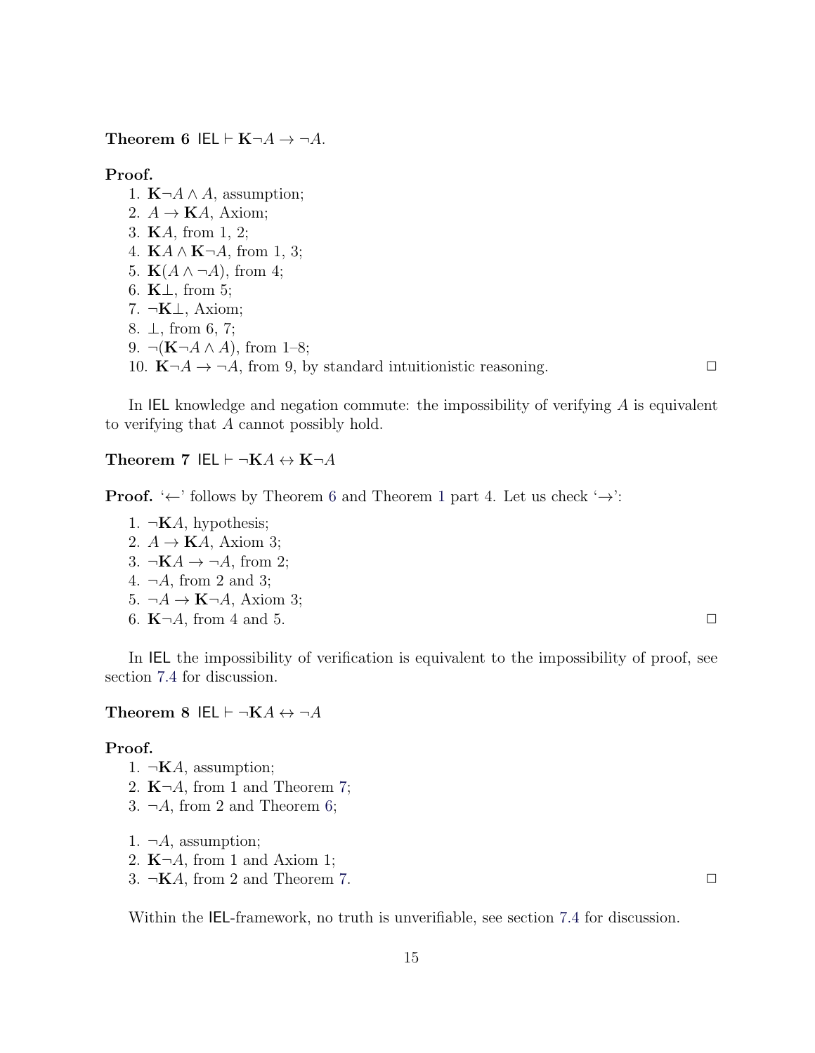**Theorem 6** $\mathsf{IEL} \vdash \mathbf{K}\neg A \to \neg A$.

**Proof.**

1. $\mathbf{K}\neg A \wedge A$, assumption;
2. $A \to \mathbf{K}A$, Axiom;
3. $\mathbf{K}A$, from 1, 2;
4. $\mathbf{K}A \wedge \mathbf{K}\neg A$, from 1, 3;
5. $\mathbf{K}(A \wedge \neg A)$, from 4;
6. $\mathbf{K}\bot$, from 5;
7. $\neg\mathbf{K}\bot$, Axiom;
8. $\bot$, from 6, 7;
9. $\neg(\mathbf{K}\neg A \wedge A)$, from 1–8;
10. $\mathbf{K}\neg A \to \neg A$, from 9, by standard intuitionistic reasoning. □

In $\mathsf{IEL}$ knowledge and negation commute: the impossibility of verifying $A$ is equivalent to verifying that $A$ cannot possibly hold.

**Theorem 7** $\mathsf{IEL} \vdash \neg\mathbf{K}A \leftrightarrow \mathbf{K}\neg A$

**Proof.** '$\leftarrow$' follows by Theorem 6 and Theorem 1 part 4. Let us check '$\to$':

1. $\neg\mathbf{K}A$, hypothesis;
2. $A \to \mathbf{K}A$, Axiom 3;
3. $\neg\mathbf{K}A \to \neg A$, from 2;
4. $\neg A$, from 2 and 3;
5. $\neg A \to \mathbf{K}\neg A$, Axiom 3;
6. $\mathbf{K}\neg A$, from 4 and 5. □

In $\mathsf{IEL}$ the impossibility of verification is equivalent to the impossibility of proof, see section 7.4 for discussion.

**Theorem 8** $\mathsf{IEL} \vdash \neg\mathbf{K}A \leftrightarrow \neg A$

**Proof.**

1. $\neg\mathbf{K}A$, assumption;
2. $\mathbf{K}\neg A$, from 1 and Theorem 7;
3. $\neg A$, from 2 and Theorem 6;

1. $\neg A$, assumption;
2. $\mathbf{K}\neg A$, from 1 and Axiom 1;
3. $\neg\mathbf{K}A$, from 2 and Theorem 7. □

Within the $\mathsf{IEL}$-framework, no truth is unverifiable, see section 7.4 for discussion.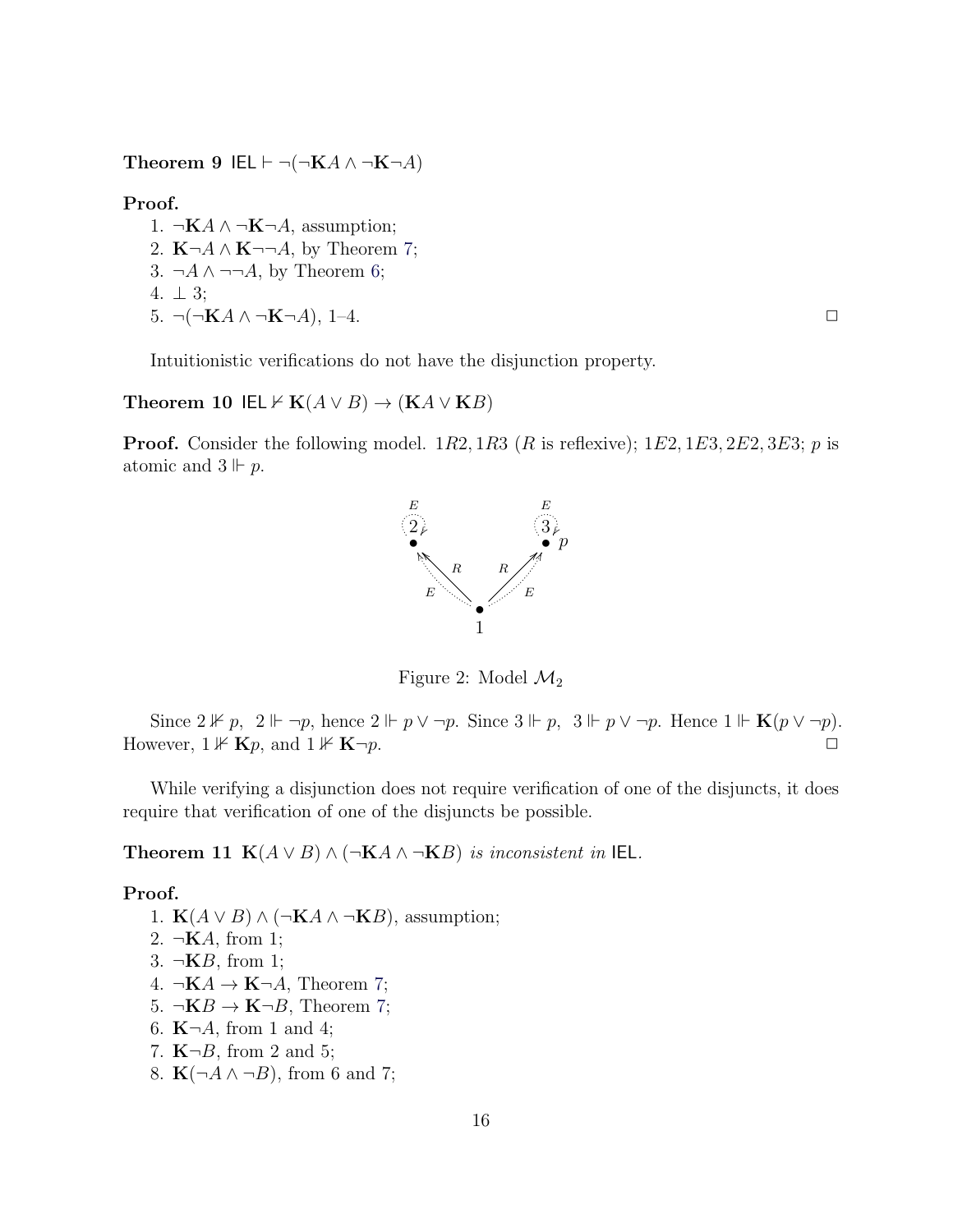**Theorem 9** $\mathsf{IEL} \vdash \neg(\neg\mathbf{K}A \wedge \neg\mathbf{K}\neg A)$

**Proof.**

1. $\neg\mathbf{K}A \wedge \neg\mathbf{K}\neg A$, assumption;
2. $\mathbf{K}\neg A \wedge \mathbf{K}\neg\neg A$, by Theorem 7;
3. $\neg A \wedge \neg\neg A$, by Theorem 6;
4. $\perp$ 3;
5. $\neg(\neg\mathbf{K}A \wedge \neg\mathbf{K}\neg A)$, 1–4. □

Intuitionistic verifications do not have the disjunction property.

**Theorem 10** $\mathsf{IEL} \nvdash \mathbf{K}(A \vee B) \to (\mathbf{K}A \vee \mathbf{K}B)$

**Proof.** Consider the following model. $1R2, 1R3$ ($R$ is reflexive); $1E2, 1E3, 2E2, 3E3$; $p$ is atomic and $3 \Vdash p$.

Figure 2: Model $\mathcal{M}_2$

Since $2 \nVdash p$, $2 \Vdash \neg p$, hence $2 \Vdash p \vee \neg p$. Since $3 \Vdash p$, $3 \Vdash p \vee \neg p$. Hence $1 \Vdash \mathbf{K}(p \vee \neg p)$. However, $1 \nVdash \mathbf{K}p$, and $1 \nVdash \mathbf{K}\neg p$. □

While verifying a disjunction does not require verification of one of the disjuncts, it does require that verification of one of the disjuncts be possible.

**Theorem 11** *$\mathbf{K}(A \vee B) \wedge (\neg\mathbf{K}A \wedge \neg\mathbf{K}B)$ is inconsistent in* $\mathsf{IEL}$.

**Proof.**

1. $\mathbf{K}(A \vee B) \wedge (\neg\mathbf{K}A \wedge \neg\mathbf{K}B)$, assumption;
2. $\neg\mathbf{K}A$, from 1;
3. $\neg\mathbf{K}B$, from 1;
4. $\neg\mathbf{K}A \to \mathbf{K}\neg A$, Theorem 7;
5. $\neg\mathbf{K}B \to \mathbf{K}\neg B$, Theorem 7;
6. $\mathbf{K}\neg A$, from 1 and 4;
7. $\mathbf{K}\neg B$, from 2 and 5;
8. $\mathbf{K}(\neg A \wedge \neg B)$, from 6 and 7;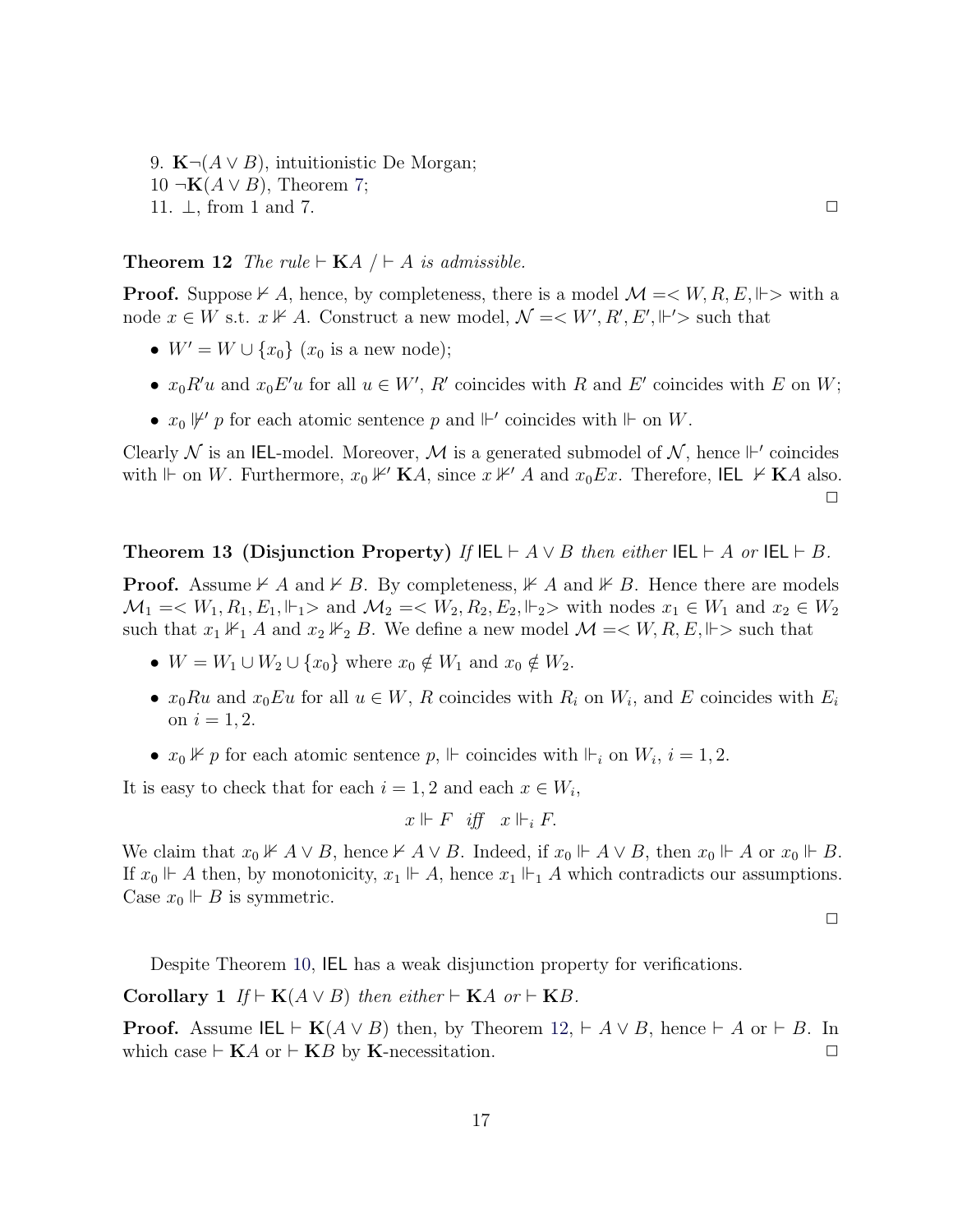9. $\mathbf{K}\neg(A \vee B)$, intuitionistic De Morgan;
10 $\neg\mathbf{K}(A \vee B)$, Theorem 7;
11. $\bot$, from 1 and 7. $\Box$

**Theorem 12** *The rule* $\vdash \mathbf{K}A \;/ \vdash A$ *is admissible.*

**Proof.** Suppose $\nvdash A$, hence, by completeness, there is a model $\mathcal{M} =< W, R, E, \Vdash>$ with a node $x \in W$ s.t. $x \nVdash A$. Construct a new model, $\mathcal{N} =< W', R', E', \Vdash'>$ such that

- $W' = W \cup \{x_0\}$ ($x_0$ is a new node);
- $x_0 R' u$ and $x_0 E' u$ for all $u \in W'$, $R'$ coincides with $R$ and $E'$ coincides with $E$ on $W$;
- $x_0 \nVdash' p$ for each atomic sentence $p$ and $\Vdash'$ coincides with $\Vdash$ on $W$.

Clearly $\mathcal{N}$ is an IEL-model. Moreover, $\mathcal{M}$ is a generated submodel of $\mathcal{N}$, hence $\Vdash'$ coincides with $\Vdash$ on $W$. Furthermore, $x_0 \nVdash' \mathbf{K}A$, since $x \nVdash' A$ and $x_0 E x$. Therefore, IEL $\nvdash \mathbf{K}A$ also. $\Box$

**Theorem 13 (Disjunction Property)** *If* IEL $\vdash A \vee B$ *then either* IEL $\vdash A$ *or* IEL $\vdash B$.

**Proof.** Assume $\nvdash A$ and $\nvdash B$. By completeness, $\nVdash A$ and $\nVdash B$. Hence there are models $\mathcal{M}_1 =< W_1, R_1, E_1, \Vdash_1>$ and $\mathcal{M}_2 =< W_2, R_2, E_2, \Vdash_2>$ with nodes $x_1 \in W_1$ and $x_2 \in W_2$ such that $x_1 \nVdash_1 A$ and $x_2 \nVdash_2 B$. We define a new model $\mathcal{M} =< W, R, E, \Vdash>$ such that

- $W = W_1 \cup W_2 \cup \{x_0\}$ where $x_0 \notin W_1$ and $x_0 \notin W_2$.
- $x_0 R u$ and $x_0 E u$ for all $u \in W$, $R$ coincides with $R_i$ on $W_i$, and $E$ coincides with $E_i$ on $i = 1, 2$.
- $x_0 \nVdash p$ for each atomic sentence $p$, $\Vdash$ coincides with $\Vdash_i$ on $W_i$, $i = 1, 2$.

It is easy to check that for each $i = 1, 2$ and each $x \in W_i$,

$$x \Vdash F \quad iff \quad x \Vdash_i F.$$

We claim that $x_0 \nVdash A \vee B$, hence $\nvdash A \vee B$. Indeed, if $x_0 \Vdash A \vee B$, then $x_0 \Vdash A$ or $x_0 \Vdash B$. If $x_0 \Vdash A$ then, by monotonicity, $x_1 \Vdash A$, hence $x_1 \Vdash_1 A$ which contradicts our assumptions. Case $x_0 \Vdash B$ is symmetric. $\Box$

Despite Theorem 10, IEL has a weak disjunction property for verifications.

**Corollary 1** *If* $\vdash \mathbf{K}(A \vee B)$ *then either* $\vdash \mathbf{K}A$ *or* $\vdash \mathbf{K}B$.

**Proof.** Assume IEL $\vdash \mathbf{K}(A \vee B)$ then, by Theorem 12, $\vdash A \vee B$, hence $\vdash A$ or $\vdash B$. In which case $\vdash \mathbf{K}A$ or $\vdash \mathbf{K}B$ by $\mathbf{K}$-necessitation. $\Box$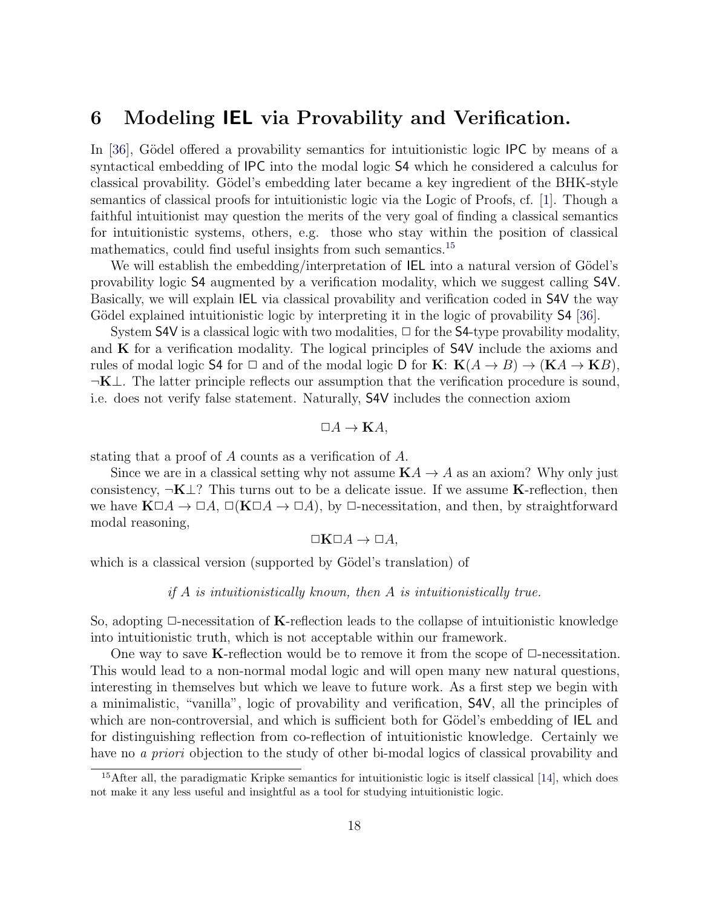## 6 Modeling IEL via Provability and Verification.

In [36], Gödel offered a provability semantics for intuitionistic logic IPC by means of a syntactical embedding of IPC into the modal logic S4 which he considered a calculus for classical provability. Gödel's embedding later became a key ingredient of the BHK-style semantics of classical proofs for intuitionistic logic via the Logic of Proofs, cf. [1]. Though a faithful intuitionist may question the merits of the very goal of finding a classical semantics for intuitionistic systems, others, e.g. those who stay within the position of classical mathematics, could find useful insights from such semantics.[15]

We will establish the embedding/interpretation of IEL into a natural version of Gödel's provability logic S4 augmented by a verification modality, which we suggest calling S4V. Basically, we will explain IEL via classical provability and verification coded in S4V the way Gödel explained intuitionistic logic by interpreting it in the logic of provability S4 [36].

System S4V is a classical logic with two modalities, $\Box$ for the S4-type provability modality, and $\mathbf{K}$ for a verification modality. The logical principles of S4V include the axioms and rules of modal logic S4 for $\Box$ and of the modal logic D for $\mathbf{K}$: $\mathbf{K}(A \to B) \to (\mathbf{K}A \to \mathbf{K}B)$, $\neg\mathbf{K}\bot$. The latter principle reflects our assumption that the verification procedure is sound, i.e. does not verify false statement. Naturally, S4V includes the connection axiom

$$\Box A \to \mathbf{K}A,$$

stating that a proof of $A$ counts as a verification of $A$.

Since we are in a classical setting why not assume $\mathbf{K}A \to A$ as an axiom? Why only just consistency, $\neg\mathbf{K}\bot$? This turns out to be a delicate issue. If we assume $\mathbf{K}$-reflection, then we have $\mathbf{K}\Box A \to \Box A$, $\Box(\mathbf{K}\Box A \to \Box A)$, by $\Box$-necessitation, and then, by straightforward modal reasoning,

$$\Box\mathbf{K}\Box A \to \Box A,$$

which is a classical version (supported by Gödel's translation) of

*if A is intuitionistically known, then A is intuitionistically true.*

So, adopting $\Box$-necessitation of $\mathbf{K}$-reflection leads to the collapse of intuitionistic knowledge into intuitionistic truth, which is not acceptable within our framework.

One way to save $\mathbf{K}$-reflection would be to remove it from the scope of $\Box$-necessitation. This would lead to a non-normal modal logic and will open many new natural questions, interesting in themselves but which we leave to future work. As a first step we begin with a minimalistic, "vanilla", logic of provability and verification, S4V, all the principles of which are non-controversial, and which is sufficient both for Gödel's embedding of IEL and for distinguishing reflection from co-reflection of intuitionistic knowledge. Certainly we have no *a priori* objection to the study of other bi-modal logics of classical provability and

[15] After all, the paradigmatic Kripke semantics for intuitionistic logic is itself classical [14], which does not make it any less useful and insightful as a tool for studying intuitionistic logic.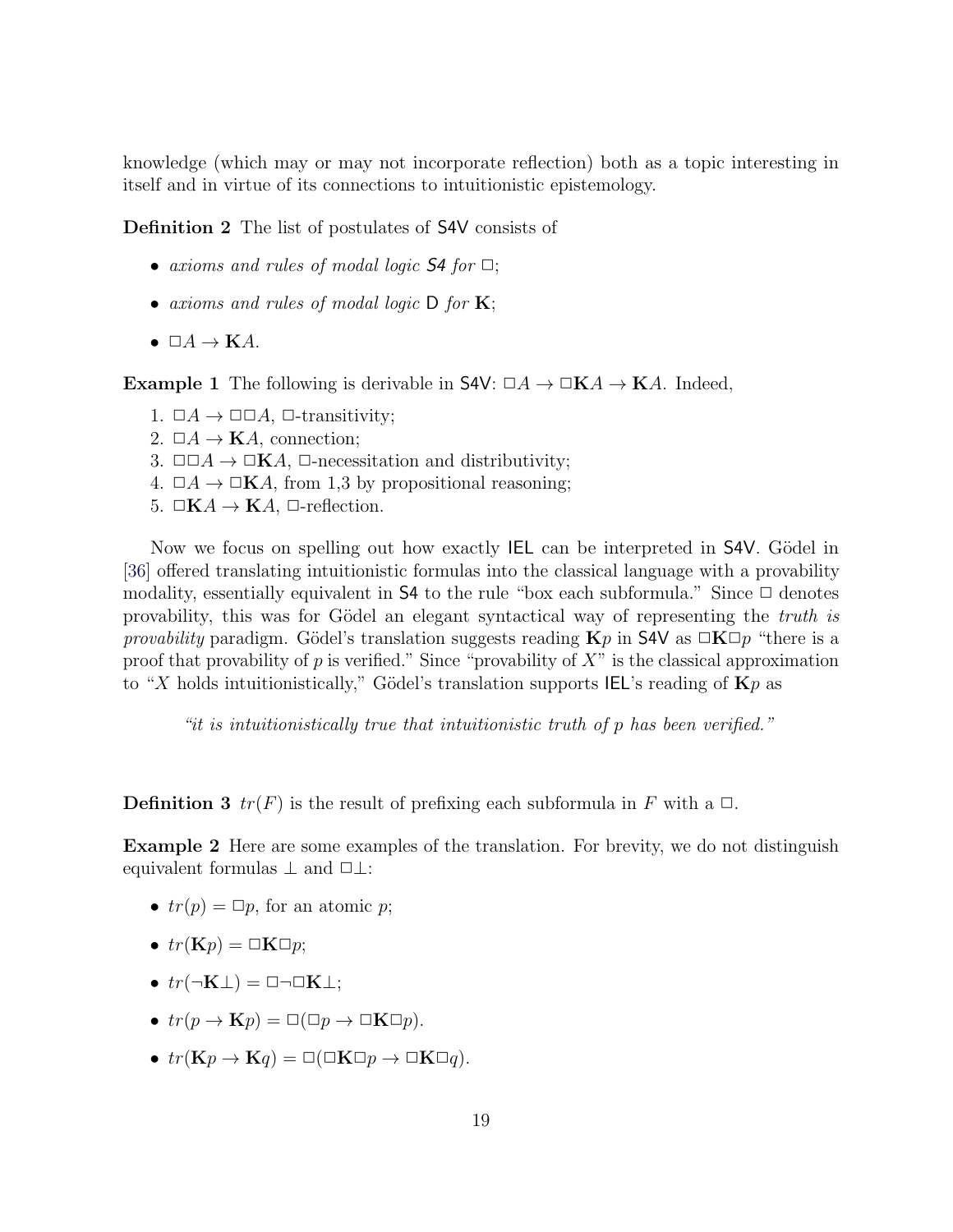knowledge (which may or may not incorporate reflection) both as a topic interesting in itself and in virtue of its connections to intuitionistic epistemology.

**Definition 2** The list of postulates of S4V consists of

- *axioms and rules of modal logic S4 for* $\Box$;
- *axioms and rules of modal logic* D *for* $\mathbf{K}$;
- $\Box A \to \mathbf{K}A$.

**Example 1** The following is derivable in S4V: $\Box A \to \Box\mathbf{K}A \to \mathbf{K}A$. Indeed,

1. $\Box A \to \Box\Box A$, $\Box$-transitivity;
2. $\Box A \to \mathbf{K}A$, connection;
3. $\Box\Box A \to \Box\mathbf{K}A$, $\Box$-necessitation and distributivity;
4. $\Box A \to \Box\mathbf{K}A$, from 1,3 by propositional reasoning;
5. $\Box\mathbf{K}A \to \mathbf{K}A$, $\Box$-reflection.

Now we focus on spelling out how exactly IEL can be interpreted in S4V. Gödel in [36] offered translating intuitionistic formulas into the classical language with a provability modality, essentially equivalent in S4 to the rule "box each subformula." Since $\Box$ denotes provability, this was for Gödel an elegant syntactical way of representing the *truth is provability* paradigm. Gödel's translation suggests reading $\mathbf{K}p$ in S4V as $\Box\mathbf{K}\Box p$ "there is a proof that provability of $p$ is verified." Since "provability of $X$" is the classical approximation to "$X$ holds intuitionistically," Gödel's translation supports IEL's reading of $\mathbf{K}p$ as

> *"it is intuitionistically true that intuitionistic truth of p has been verified."*

**Definition 3** $tr(F)$ is the result of prefixing each subformula in $F$ with a $\Box$.

**Example 2** Here are some examples of the translation. For brevity, we do not distinguish equivalent formulas $\bot$ and $\Box\bot$:

- $tr(p) = \Box p$, for an atomic $p$;
- $tr(\mathbf{K}p) = \Box\mathbf{K}\Box p$;
- $tr(\neg\mathbf{K}\bot) = \Box\neg\Box\mathbf{K}\bot$;
- $tr(p \to \mathbf{K}p) = \Box(\Box p \to \Box\mathbf{K}\Box p)$.
- $tr(\mathbf{K}p \to \mathbf{K}q) = \Box(\Box\mathbf{K}\Box p \to \Box\mathbf{K}\Box q)$.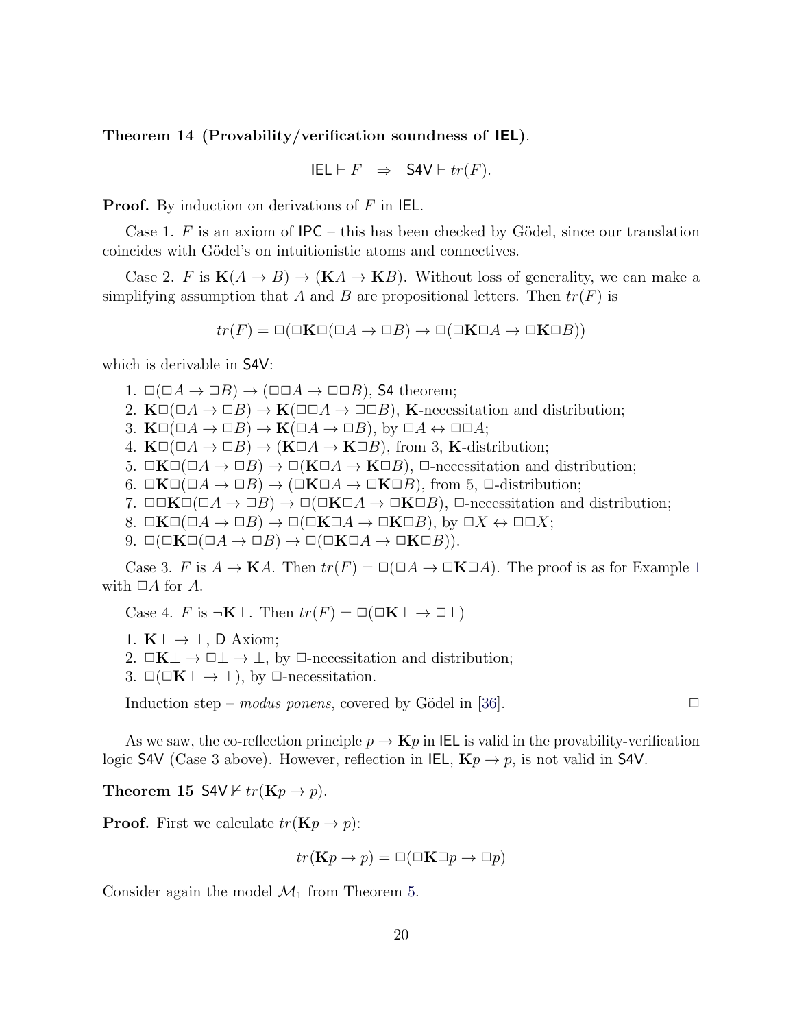**Theorem 14 (Provability/verification soundness of IEL).**

$$\mathsf{IEL} \vdash F \quad \Rightarrow \quad \mathsf{S4V} \vdash tr(F).$$

**Proof.** By induction on derivations of $F$ in IEL.

Case 1. $F$ is an axiom of IPC – this has been checked by Gödel, since our translation coincides with Gödel's on intuitionistic atoms and connectives.

Case 2. $F$ is $\mathbf{K}(A \to B) \to (\mathbf{K}A \to \mathbf{K}B)$. Without loss of generality, we can make a simplifying assumption that $A$ and $B$ are propositional letters. Then $tr(F)$ is

$$tr(F) = \Box(\Box\mathbf{K}\Box(\Box A \to \Box B) \to \Box(\Box\mathbf{K}\Box A \to \Box\mathbf{K}\Box B))$$

which is derivable in S4V:

1. $\Box(\Box A \to \Box B) \to (\Box\Box A \to \Box\Box B)$, S4 theorem;
2. $\mathbf{K}\Box(\Box A \to \Box B) \to \mathbf{K}(\Box\Box A \to \Box\Box B)$, $\mathbf{K}$-necessitation and distribution;
3. $\mathbf{K}\Box(\Box A \to \Box B) \to \mathbf{K}(\Box A \to \Box B)$, by $\Box A \leftrightarrow \Box\Box A$;
4. $\mathbf{K}\Box(\Box A \to \Box B) \to (\mathbf{K}\Box A \to \mathbf{K}\Box B)$, from 3, $\mathbf{K}$-distribution;
5. $\Box\mathbf{K}\Box(\Box A \to \Box B) \to \Box(\mathbf{K}\Box A \to \mathbf{K}\Box B)$, $\Box$-necessitation and distribution;
6. $\Box\mathbf{K}\Box(\Box A \to \Box B) \to (\Box\mathbf{K}\Box A \to \Box\mathbf{K}\Box B)$, from 5, $\Box$-distribution;
7. $\Box\Box\mathbf{K}\Box(\Box A \to \Box B) \to \Box(\Box\mathbf{K}\Box A \to \Box\mathbf{K}\Box B)$, $\Box$-necessitation and distribution;
8. $\Box\mathbf{K}\Box(\Box A \to \Box B) \to \Box(\Box\mathbf{K}\Box A \to \Box\mathbf{K}\Box B)$, by $\Box X \leftrightarrow \Box\Box X$;
9. $\Box(\Box\mathbf{K}\Box(\Box A \to \Box B) \to \Box(\Box\mathbf{K}\Box A \to \Box\mathbf{K}\Box B))$.

Case 3. $F$ is $A \to \mathbf{K}A$. Then $tr(F) = \Box(\Box A \to \Box\mathbf{K}\Box A)$. The proof is as for Example 1 with $\Box A$ for $A$.

Case 4. $F$ is $\neg\mathbf{K}\bot$. Then $tr(F) = \Box(\Box\mathbf{K}\bot \to \Box\bot)$

1. $\mathbf{K}\bot \to \bot$, D Axiom;
2. $\Box\mathbf{K}\bot \to \Box\bot \to \bot$, by $\Box$-necessitation and distribution;
3. $\Box(\Box\mathbf{K}\bot \to \bot)$, by $\Box$-necessitation.

Induction step – *modus ponens*, covered by Gödel in [36]. $\Box$

As we saw, the co-reflection principle $p \to \mathbf{K}p$ in IEL is valid in the provability-verification logic S4V (Case 3 above). However, reflection in IEL, $\mathbf{K}p \to p$, is not valid in S4V.

**Theorem 15** $\mathsf{S4V} \nvdash tr(\mathbf{K}p \to p)$.

**Proof.** First we calculate $tr(\mathbf{K}p \to p)$:

$$tr(\mathbf{K}p \to p) = \Box(\Box\mathbf{K}\Box p \to \Box p)$$

Consider again the model $\mathcal{M}_1$ from Theorem 5.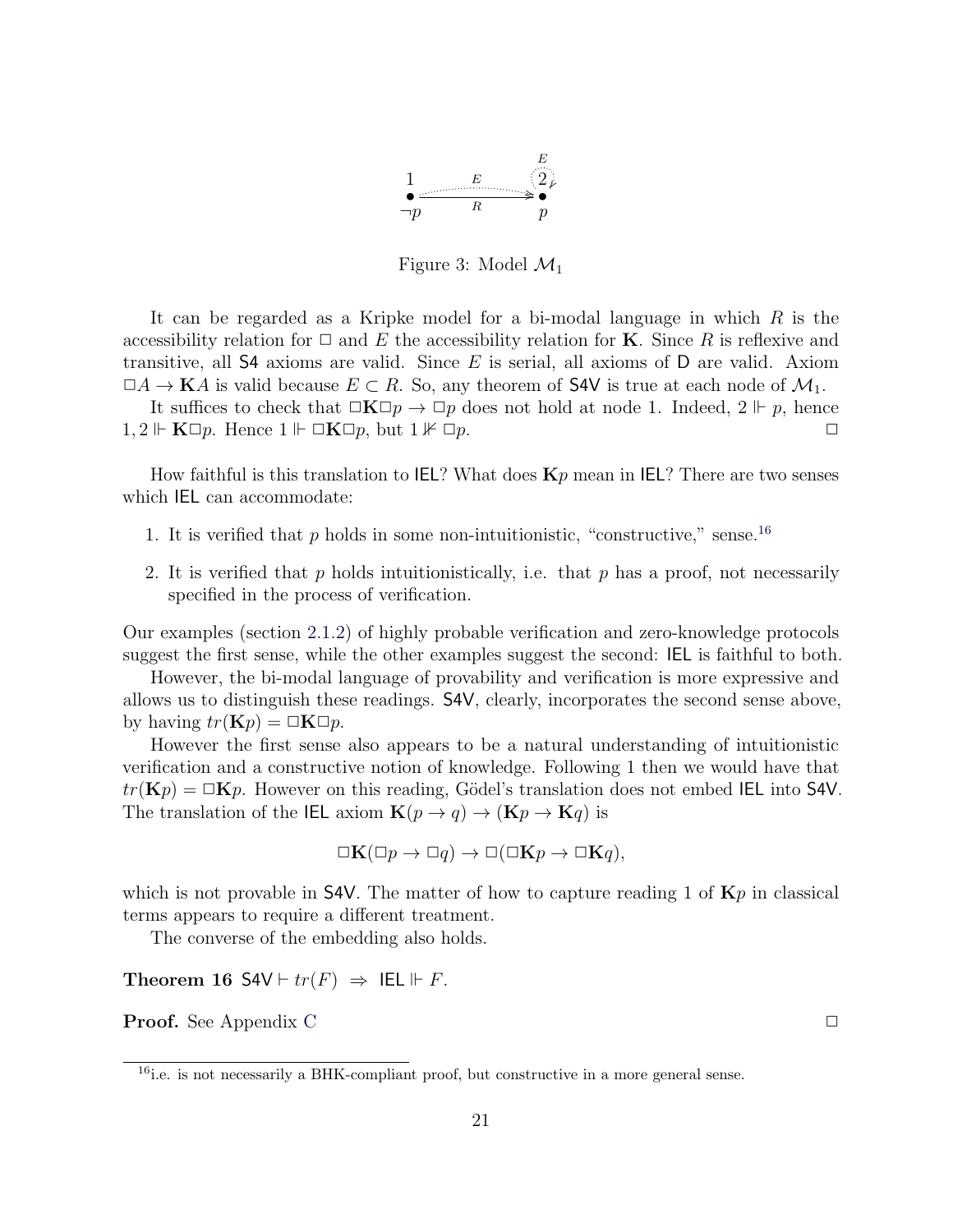Figure 3: Model $\mathcal{M}_1$

It can be regarded as a Kripke model for a bi-modal language in which $R$ is the accessibility relation for $\Box$ and $E$ the accessibility relation for $\mathbf{K}$. Since $R$ is reflexive and transitive, all S4 axioms are valid. Since $E$ is serial, all axioms of D are valid. Axiom $\Box A \to \mathbf{K}A$ is valid because $E \subset R$. So, any theorem of S4V is true at each node of $\mathcal{M}_1$.

It suffices to check that $\Box\mathbf{K}\Box p \to \Box p$ does not hold at node 1. Indeed, $2 \Vdash p$, hence $1, 2 \Vdash \mathbf{K}\Box p$. Hence $1 \Vdash \Box\mathbf{K}\Box p$, but $1 \nVdash \Box p$. $\Box$

How faithful is this translation to IEL? What does $\mathbf{K}p$ mean in IEL? There are two senses which IEL can accommodate:

1. It is verified that $p$ holds in some non-intuitionistic, "constructive," sense.[16]
2. It is verified that $p$ holds intuitionistically, i.e. that $p$ has a proof, not necessarily specified in the process of verification.

Our examples (section 2.1.2) of highly probable verification and zero-knowledge protocols suggest the first sense, while the other examples suggest the second: IEL is faithful to both.

However, the bi-modal language of provability and verification is more expressive and allows us to distinguish these readings. S4V, clearly, incorporates the second sense above, by having $tr(\mathbf{K}p) = \Box\mathbf{K}\Box p$.

However the first sense also appears to be a natural understanding of intuitionistic verification and a constructive notion of knowledge. Following 1 then we would have that $tr(\mathbf{K}p) = \Box\mathbf{K}p$. However on this reading, Gödel's translation does not embed IEL into S4V. The translation of the IEL axiom $\mathbf{K}(p \to q) \to (\mathbf{K}p \to \mathbf{K}q)$ is

$$\Box\mathbf{K}(\Box p \to \Box q) \to \Box(\Box\mathbf{K}p \to \Box\mathbf{K}q),$$

which is not provable in S4V. The matter of how to capture reading 1 of $\mathbf{K}p$ in classical terms appears to require a different treatment.

The converse of the embedding also holds.

**Theorem 16** $\mathsf{S4V} \vdash tr(F) \;\Rightarrow\; \mathsf{IEL} \Vdash F$.

**Proof.** See Appendix C $\Box$

[16] i.e. is not necessarily a BHK-compliant proof, but constructive in a more general sense.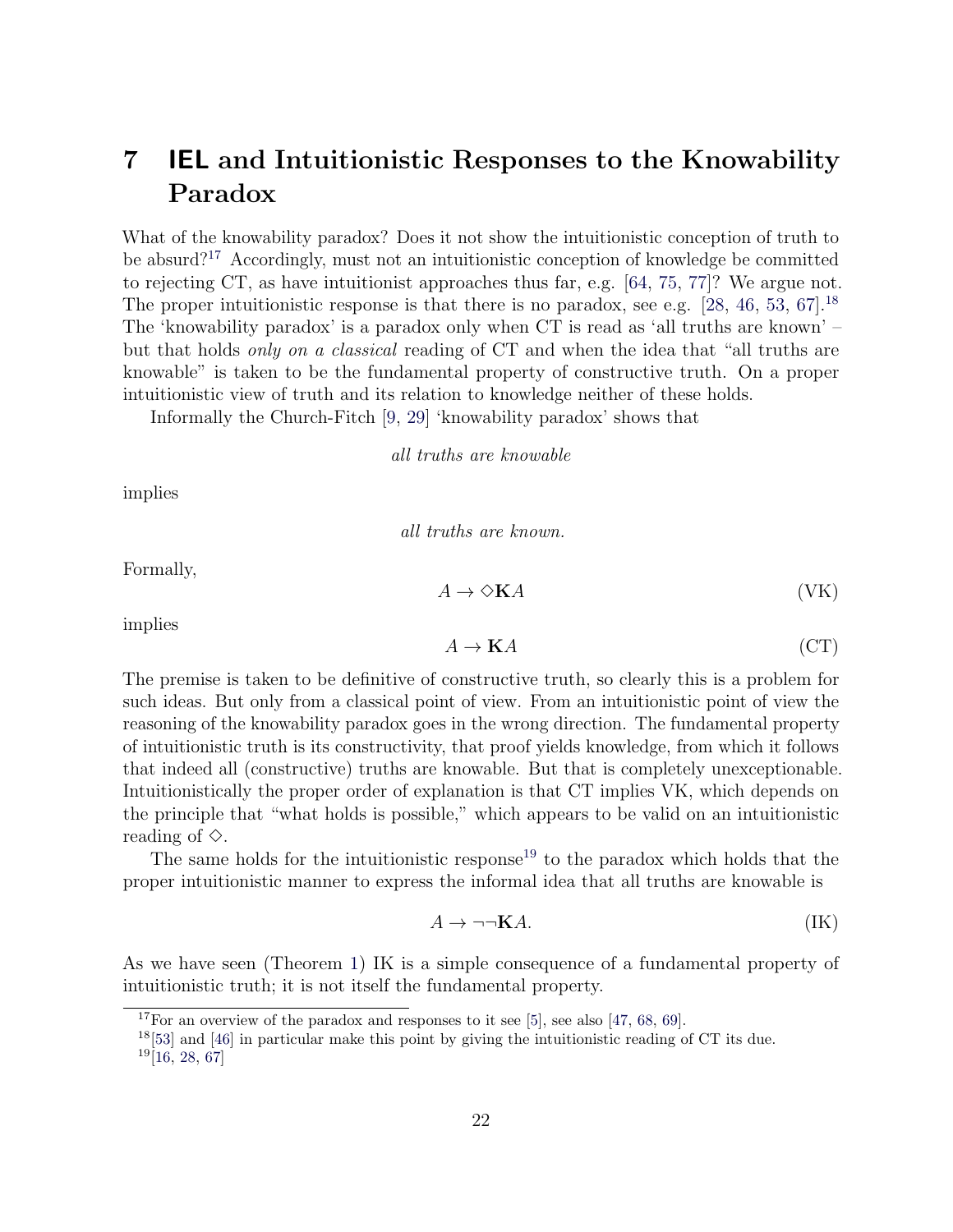# 7 IEL and Intuitionistic Responses to the Knowability Paradox

What of the knowability paradox? Does it not show the intuitionistic conception of truth to be absurd?[17] Accordingly, must not an intuitionistic conception of knowledge be committed to rejecting CT, as have intuitionist approaches thus far, e.g. [64, 75, 77]? We argue not. The proper intuitionistic response is that there is no paradox, see e.g. [28, 46, 53, 67].[18] The 'knowability paradox' is a paradox only when CT is read as 'all truths are known' – but that holds *only on a classical* reading of CT and when the idea that "all truths are knowable" is taken to be the fundamental property of constructive truth. On a proper intuitionistic view of truth and its relation to knowledge neither of these holds.

Informally the Church-Fitch [9, 29] 'knowability paradox' shows that

*all truths are knowable*

implies

*all truths are known.*

Formally,

$$A \to \Diamond \mathbf{K} A \tag{VK}$$

implies

$$A \to \mathbf{K} A \tag{CT}$$

The premise is taken to be definitive of constructive truth, so clearly this is a problem for such ideas. But only from a classical point of view. From an intuitionistic point of view the reasoning of the knowability paradox goes in the wrong direction. The fundamental property of intuitionistic truth is its constructivity, that proof yields knowledge, from which it follows that indeed all (constructive) truths are knowable. But that is completely unexceptionable. Intuitionistically the proper order of explanation is that CT implies VK, which depends on the principle that "what holds is possible," which appears to be valid on an intuitionistic reading of $\Diamond$.

The same holds for the intuitionistic response[19] to the paradox which holds that the proper intuitionistic manner to express the informal idea that all truths are knowable is

$$A \to \neg\neg \mathbf{K} A. \tag{IK}$$

As we have seen (Theorem 1) IK is a simple consequence of a fundamental property of intuitionistic truth; it is not itself the fundamental property.

[17] For an overview of the paradox and responses to it see [5], see also [47, 68, 69].

[18] [53] and [46] in particular make this point by giving the intuitionistic reading of CT its due.

[19] [16, 28, 67]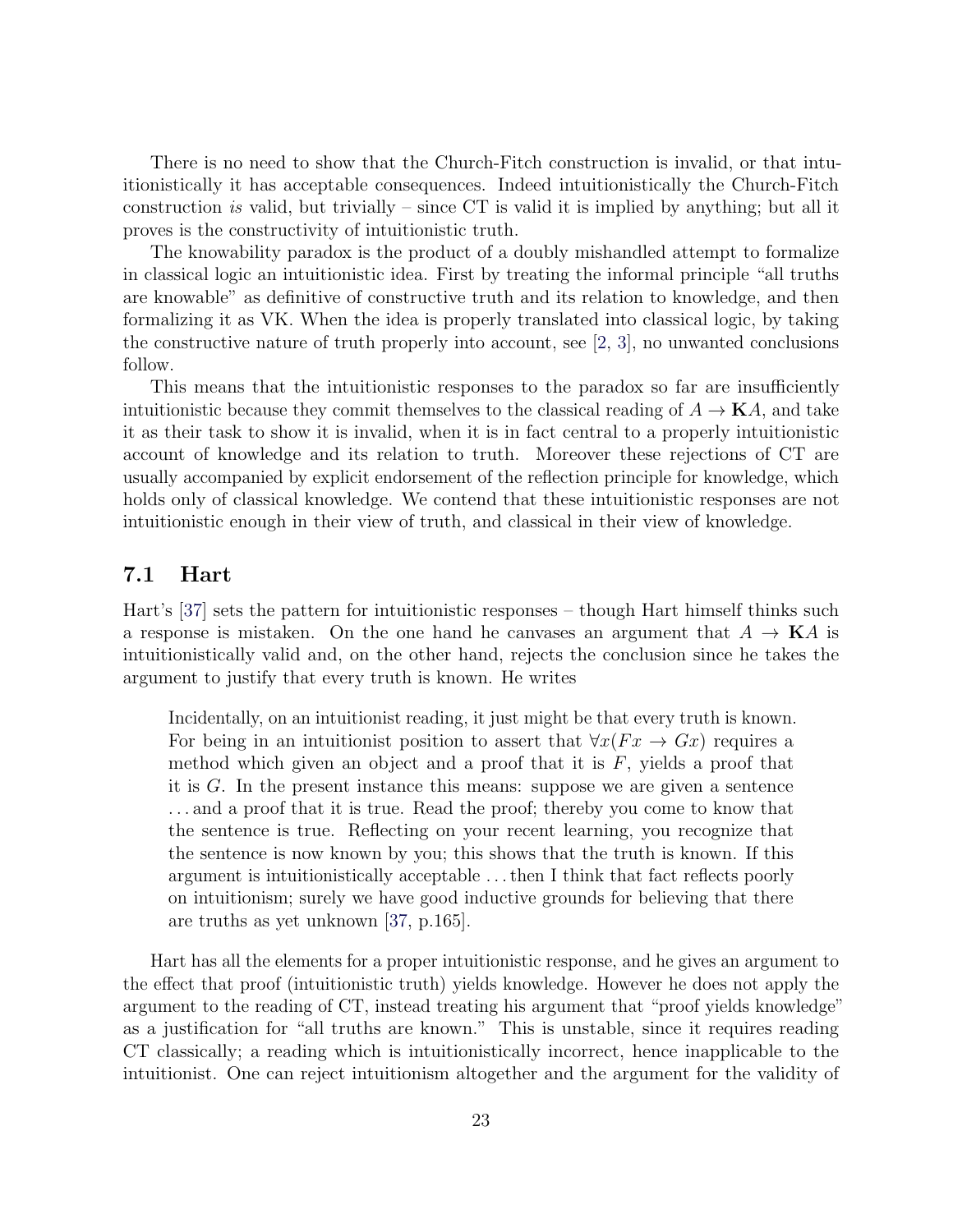There is no need to show that the Church-Fitch construction is invalid, or that intuitionistically it has acceptable consequences. Indeed intuitionistically the Church-Fitch construction *is* valid, but trivially – since CT is valid it is implied by anything; but all it proves is the constructivity of intuitionistic truth.

The knowability paradox is the product of a doubly mishandled attempt to formalize in classical logic an intuitionistic idea. First by treating the informal principle "all truths are knowable" as definitive of constructive truth and its relation to knowledge, and then formalizing it as VK. When the idea is properly translated into classical logic, by taking the constructive nature of truth properly into account, see [2, 3], no unwanted conclusions follow.

This means that the intuitionistic responses to the paradox so far are insufficiently intuitionistic because they commit themselves to the classical reading of $A \rightarrow \mathbf{K}A$, and take it as their task to show it is invalid, when it is in fact central to a properly intuitionistic account of knowledge and its relation to truth. Moreover these rejections of CT are usually accompanied by explicit endorsement of the reflection principle for knowledge, which holds only of classical knowledge. We contend that these intuitionistic responses are not intuitionistic enough in their view of truth, and classical in their view of knowledge.

## 7.1 Hart

Hart's [37] sets the pattern for intuitionistic responses – though Hart himself thinks such a response is mistaken. On the one hand he canvases an argument that $A \rightarrow \mathbf{K}A$ is intuitionistically valid and, on the other hand, rejects the conclusion since he takes the argument to justify that every truth is known. He writes

> Incidentally, on an intuitionist reading, it just might be that every truth is known. For being in an intuitionist position to assert that $\forall x(Fx \rightarrow Gx)$ requires a method which given an object and a proof that it is $F$, yields a proof that it is $G$. In the present instance this means: suppose we are given a sentence . . . and a proof that it is true. Read the proof; thereby you come to know that the sentence is true. Reflecting on your recent learning, you recognize that the sentence is now known by you; this shows that the truth is known. If this argument is intuitionistically acceptable . . . then I think that fact reflects poorly on intuitionism; surely we have good inductive grounds for believing that there are truths as yet unknown [37, p.165].

Hart has all the elements for a proper intuitionistic response, and he gives an argument to the effect that proof (intuitionistic truth) yields knowledge. However he does not apply the argument to the reading of CT, instead treating his argument that "proof yields knowledge" as a justification for "all truths are known." This is unstable, since it requires reading CT classically; a reading which is intuitionistically incorrect, hence inapplicable to the intuitionist. One can reject intuitionism altogether and the argument for the validity of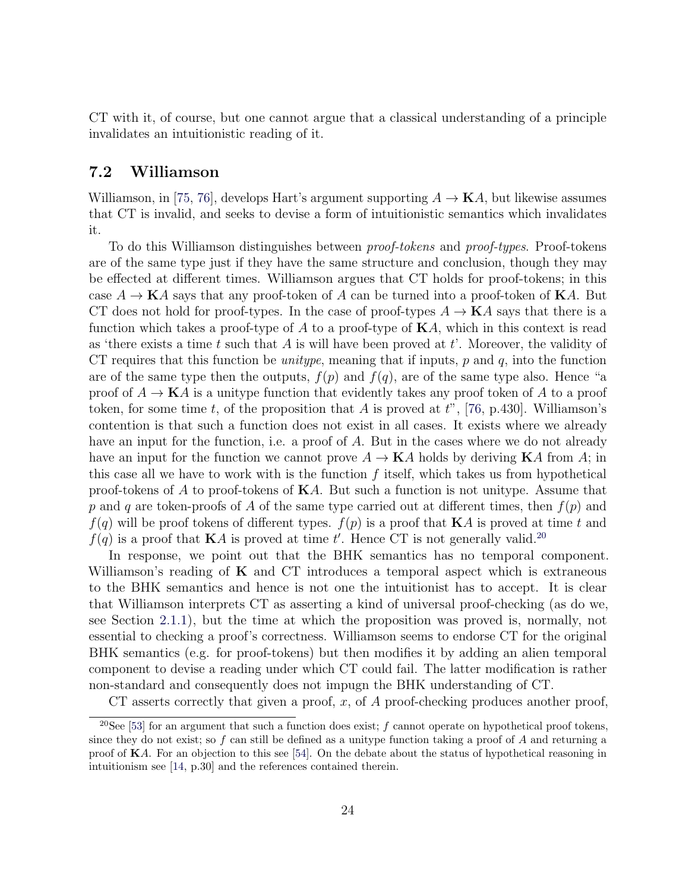CT with it, of course, but one cannot argue that a classical understanding of a principle invalidates an intuitionistic reading of it.

## 7.2 Williamson

Williamson, in [75, 76], develops Hart's argument supporting $A \to \mathbf{K}A$, but likewise assumes that CT is invalid, and seeks to devise a form of intuitionistic semantics which invalidates it.

To do this Williamson distinguishes between *proof-tokens* and *proof-types*. Proof-tokens are of the same type just if they have the same structure and conclusion, though they may be effected at different times. Williamson argues that CT holds for proof-tokens; in this case $A \to \mathbf{K}A$ says that any proof-token of $A$ can be turned into a proof-token of $\mathbf{K}A$. But CT does not hold for proof-types. In the case of proof-types $A \to \mathbf{K}A$ says that there is a function which takes a proof-type of $A$ to a proof-type of $\mathbf{K}A$, which in this context is read as 'there exists a time $t$ such that $A$ is will have been proved at $t$'. Moreover, the validity of CT requires that this function be *unitype*, meaning that if inputs, $p$ and $q$, into the function are of the same type then the outputs, $f(p)$ and $f(q)$, are of the same type also. Hence "a proof of $A \to \mathbf{K}A$ is a unitype function that evidently takes any proof token of $A$ to a proof token, for some time $t$, of the proposition that $A$ is proved at $t$", [76, p.430]. Williamson's contention is that such a function does not exist in all cases. It exists where we already have an input for the function, i.e. a proof of $A$. But in the cases where we do not already have an input for the function we cannot prove $A \to \mathbf{K}A$ holds by deriving $\mathbf{K}A$ from $A$; in this case all we have to work with is the function $f$ itself, which takes us from hypothetical proof-tokens of $A$ to proof-tokens of $\mathbf{K}A$. But such a function is not unitype. Assume that $p$ and $q$ are token-proofs of $A$ of the same type carried out at different times, then $f(p)$ and $f(q)$ will be proof tokens of different types. $f(p)$ is a proof that $\mathbf{K}A$ is proved at time $t$ and $f(q)$ is a proof that $\mathbf{K}A$ is proved at time $t'$. Hence CT is not generally valid.[20]

In response, we point out that the BHK semantics has no temporal component. Williamson's reading of $\mathbf{K}$ and CT introduces a temporal aspect which is extraneous to the BHK semantics and hence is not one the intuitionist has to accept. It is clear that Williamson interprets CT as asserting a kind of universal proof-checking (as do we, see Section 2.1.1), but the time at which the proposition was proved is, normally, not essential to checking a proof's correctness. Williamson seems to endorse CT for the original BHK semantics (e.g. for proof-tokens) but then modifies it by adding an alien temporal component to devise a reading under which CT could fail. The latter modification is rather non-standard and consequently does not impugn the BHK understanding of CT.

CT asserts correctly that given a proof, $x$, of $A$ proof-checking produces another proof,

[20] See [53] for an argument that such a function does exist; $f$ cannot operate on hypothetical proof tokens, since they do not exist; so $f$ can still be defined as a unitype function taking a proof of $A$ and returning a proof of $\mathbf{K}A$. For an objection to this see [54]. On the debate about the status of hypothetical reasoning in intuitionism see [14, p.30] and the references contained therein.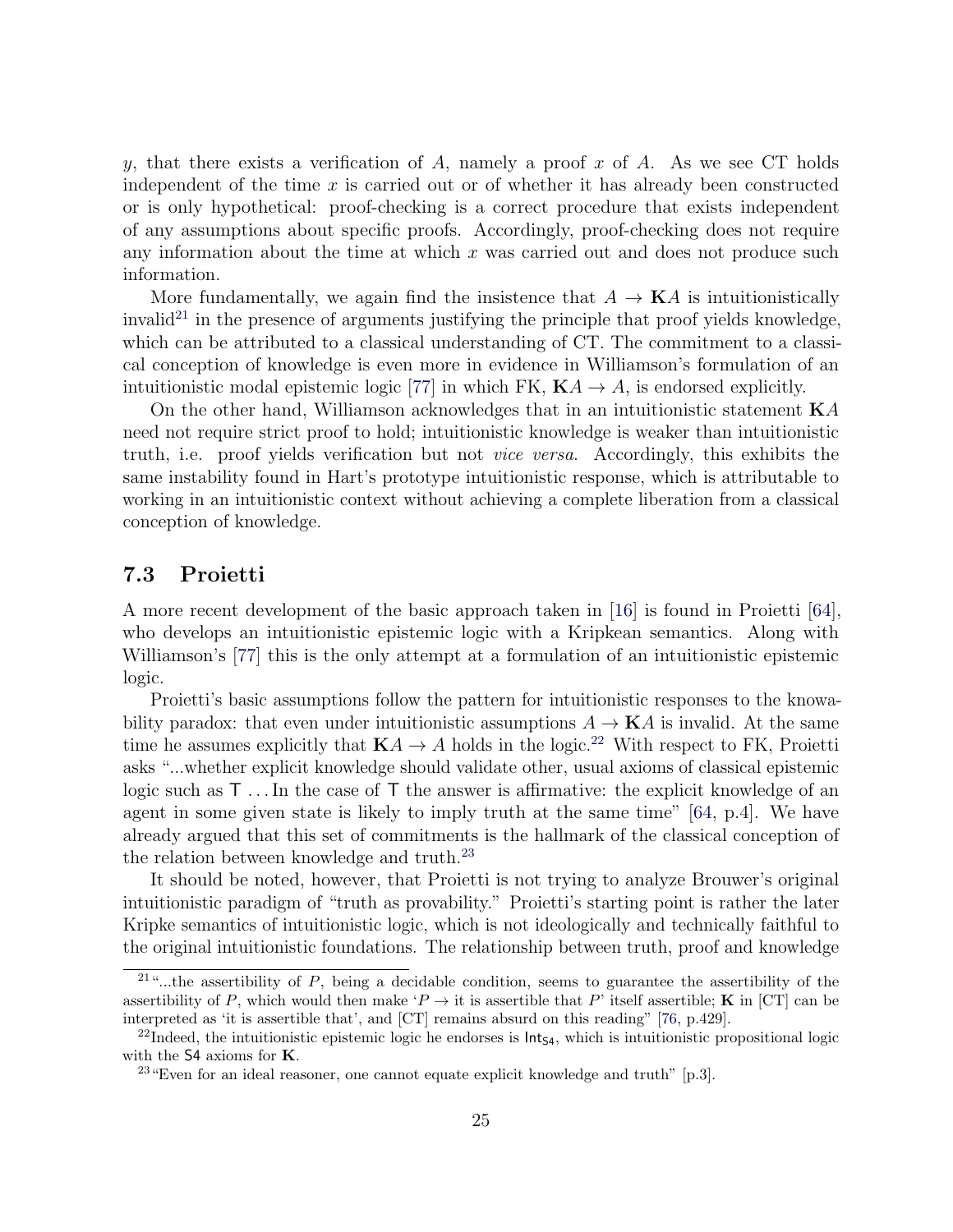$y$, that there exists a verification of $A$, namely a proof $x$ of $A$. As we see CT holds independent of the time $x$ is carried out or of whether it has already been constructed or is only hypothetical: proof-checking is a correct procedure that exists independent of any assumptions about specific proofs. Accordingly, proof-checking does not require any information about the time at which $x$ was carried out and does not produce such information.

More fundamentally, we again find the insistence that $A \rightarrow \mathbf{K}A$ is intuitionistically invalid[21] in the presence of arguments justifying the principle that proof yields knowledge, which can be attributed to a classical understanding of CT. The commitment to a classical conception of knowledge is even more in evidence in Williamson's formulation of an intuitionistic modal epistemic logic [77] in which FK, $\mathbf{K}A \rightarrow A$, is endorsed explicitly.

On the other hand, Williamson acknowledges that in an intuitionistic statement $\mathbf{K}A$ need not require strict proof to hold; intuitionistic knowledge is weaker than intuitionistic truth, i.e. proof yields verification but not *vice versa*. Accordingly, this exhibits the same instability found in Hart's prototype intuitionistic response, which is attributable to working in an intuitionistic context without achieving a complete liberation from a classical conception of knowledge.

## 7.3 Proietti

A more recent development of the basic approach taken in [16] is found in Proietti [64], who develops an intuitionistic epistemic logic with a Kripkean semantics. Along with Williamson's [77] this is the only attempt at a formulation of an intuitionistic epistemic logic.

Proietti's basic assumptions follow the pattern for intuitionistic responses to the knowability paradox: that even under intuitionistic assumptions $A \rightarrow \mathbf{K}A$ is invalid. At the same time he assumes explicitly that $\mathbf{K}A \rightarrow A$ holds in the logic.[22] With respect to FK, Proietti asks "...whether explicit knowledge should validate other, usual axioms of classical epistemic logic such as $\mathsf{T}$ ... In the case of $\mathsf{T}$ the answer is affirmative: the explicit knowledge of an agent in some given state is likely to imply truth at the same time" [64, p.4]. We have already argued that this set of commitments is the hallmark of the classical conception of the relation between knowledge and truth.[23]

It should be noted, however, that Proietti is not trying to analyze Brouwer's original intuitionistic paradigm of "truth as provability." Proietti's starting point is rather the later Kripke semantics of intuitionistic logic, which is not ideologically and technically faithful to the original intuitionistic foundations. The relationship between truth, proof and knowledge

---

[21] "...the assertibility of $P$, being a decidable condition, seems to guarantee the assertibility of the assertibility of $P$, which would then make '$P \rightarrow$ it is assertible that $P$' itself assertible; $\mathbf{K}$ in [CT] can be interpreted as 'it is assertible that', and [CT] remains absurd on this reading" [76, p.429].

[22] Indeed, the intuitionistic epistemic logic he endorses is $\mathsf{Int}_{\mathsf{S4}}$, which is intuitionistic propositional logic with the $\mathsf{S4}$ axioms for $\mathbf{K}$.

[23] "Even for an ideal reasoner, one cannot equate explicit knowledge and truth" [p.3].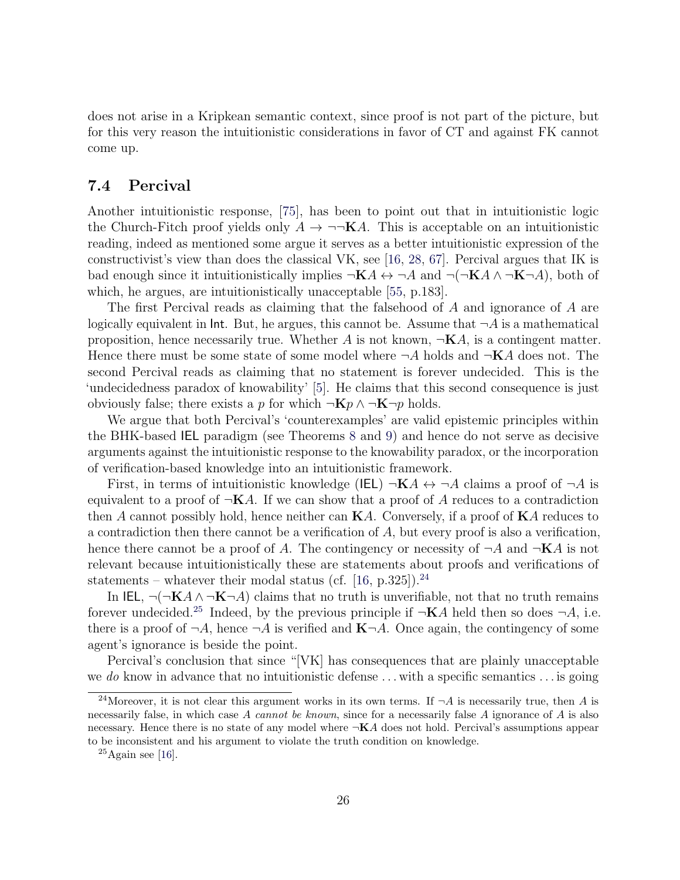does not arise in a Kripkean semantic context, since proof is not part of the picture, but for this very reason the intuitionistic considerations in favor of CT and against FK cannot come up.

### 7.4 Percival

Another intuitionistic response, [75], has been to point out that in intuitionistic logic the Church-Fitch proof yields only $A \to \neg\neg\mathbf{K}A$. This is acceptable on an intuitionistic reading, indeed as mentioned some argue it serves as a better intuitionistic expression of the constructivist's view than does the classical VK, see [16, 28, 67]. Percival argues that IK is bad enough since it intuitionistically implies $\neg\mathbf{K}A \leftrightarrow \neg A$ and $\neg(\neg\mathbf{K}A \wedge \neg\mathbf{K}\neg A)$, both of which, he argues, are intuitionistically unacceptable [55, p.183].

The first Percival reads as claiming that the falsehood of $A$ and ignorance of $A$ are logically equivalent in $\mathsf{Int}$. But, he argues, this cannot be. Assume that $\neg A$ is a mathematical proposition, hence necessarily true. Whether $A$ is not known, $\neg\mathbf{K}A$, is a contingent matter. Hence there must be some state of some model where $\neg A$ holds and $\neg\mathbf{K}A$ does not. The second Percival reads as claiming that no statement is forever undecided. This is the 'undecidedness paradox of knowability' [5]. He claims that this second consequence is just obviously false; there exists a $p$ for which $\neg\mathbf{K}p \wedge \neg\mathbf{K}\neg p$ holds.

We argue that both Percival's 'counterexamples' are valid epistemic principles within the BHK-based $\mathsf{IEL}$ paradigm (see Theorems 8 and 9) and hence do not serve as decisive arguments against the intuitionistic response to the knowability paradox, or the incorporation of verification-based knowledge into an intuitionistic framework.

First, in terms of intuitionistic knowledge ($\mathsf{IEL}$) $\neg\mathbf{K}A \leftrightarrow \neg A$ claims a proof of $\neg A$ is equivalent to a proof of $\neg\mathbf{K}A$. If we can show that a proof of $A$ reduces to a contradiction then $A$ cannot possibly hold, hence neither can $\mathbf{K}A$. Conversely, if a proof of $\mathbf{K}A$ reduces to a contradiction then there cannot be a verification of $A$, but every proof is also a verification, hence there cannot be a proof of $A$. The contingency or necessity of $\neg A$ and $\neg\mathbf{K}A$ is not relevant because intuitionistically these are statements about proofs and verifications of statements – whatever their modal status (cf. [16, p.325]).[24]

In $\mathsf{IEL}$, $\neg(\neg\mathbf{K}A \wedge \neg\mathbf{K}\neg A)$ claims that no truth is unverifiable, not that no truth remains forever undecided.[25] Indeed, by the previous principle if $\neg\mathbf{K}A$ held then so does $\neg A$, i.e. there is a proof of $\neg A$, hence $\neg A$ is verified and $\mathbf{K}\neg A$. Once again, the contingency of some agent's ignorance is beside the point.

Percival's conclusion that since "[VK] has consequences that are plainly unacceptable we *do* know in advance that no intuitionistic defense . . . with a specific semantics . . . is going

---

[24] Moreover, it is not clear this argument works in its own terms. If $\neg A$ is necessarily true, then $A$ is necessarily false, in which case $A$ *cannot be known*, since for a necessarily false $A$ ignorance of $A$ is also necessary. Hence there is no state of any model where $\neg\mathbf{K}A$ does not hold. Percival's assumptions appear to be inconsistent and his argument to violate the truth condition on knowledge.

[25] Again see [16].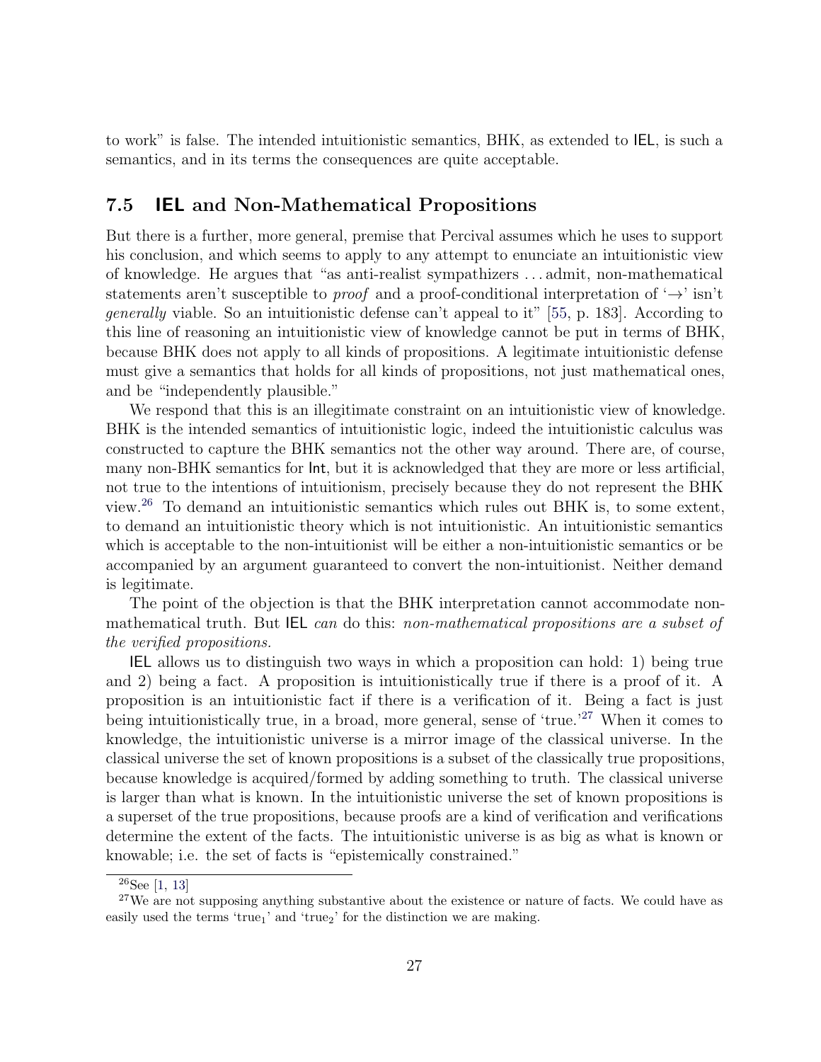to work" is false. The intended intuitionistic semantics, BHK, as extended to IEL, is such a semantics, and in its terms the consequences are quite acceptable.

## 7.5 IEL and Non-Mathematical Propositions

But there is a further, more general, premise that Percival assumes which he uses to support his conclusion, and which seems to apply to any attempt to enunciate an intuitionistic view of knowledge. He argues that "as anti-realist sympathizers ... admit, non-mathematical statements aren't susceptible to *proof* and a proof-conditional interpretation of '$\rightarrow$' isn't *generally* viable. So an intuitionistic defense can't appeal to it" [55, p. 183]. According to this line of reasoning an intuitionistic view of knowledge cannot be put in terms of BHK, because BHK does not apply to all kinds of propositions. A legitimate intuitionistic defense must give a semantics that holds for all kinds of propositions, not just mathematical ones, and be "independently plausible."

We respond that this is an illegitimate constraint on an intuitionistic view of knowledge. BHK is the intended semantics of intuitionistic logic, indeed the intuitionistic calculus was constructed to capture the BHK semantics not the other way around. There are, of course, many non-BHK semantics for Int, but it is acknowledged that they are more or less artificial, not true to the intentions of intuitionism, precisely because they do not represent the BHK view.[26] To demand an intuitionistic semantics which rules out BHK is, to some extent, to demand an intuitionistic theory which is not intuitionistic. An intuitionistic semantics which is acceptable to the non-intuitionist will be either a non-intuitionistic semantics or be accompanied by an argument guaranteed to convert the non-intuitionist. Neither demand is legitimate.

The point of the objection is that the BHK interpretation cannot accommodate non-mathematical truth. But IEL *can* do this: *non-mathematical propositions are a subset of the verified propositions.*

IEL allows us to distinguish two ways in which a proposition can hold: 1) being true and 2) being a fact. A proposition is intuitionistically true if there is a proof of it. A proposition is an intuitionistic fact if there is a verification of it. Being a fact is just being intuitionistically true, in a broad, more general, sense of 'true.'[27] When it comes to knowledge, the intuitionistic universe is a mirror image of the classical universe. In the classical universe the set of known propositions is a subset of the classically true propositions, because knowledge is acquired/formed by adding something to truth. The classical universe is larger than what is known. In the intuitionistic universe the set of known propositions is a superset of the true propositions, because proofs are a kind of verification and verifications determine the extent of the facts. The intuitionistic universe is as big as what is known or knowable; i.e. the set of facts is "epistemically constrained."

[26] See [1, 13]

[27] We are not supposing anything substantive about the existence or nature of facts. We could have as easily used the terms 'true$_1$' and 'true$_2$' for the distinction we are making.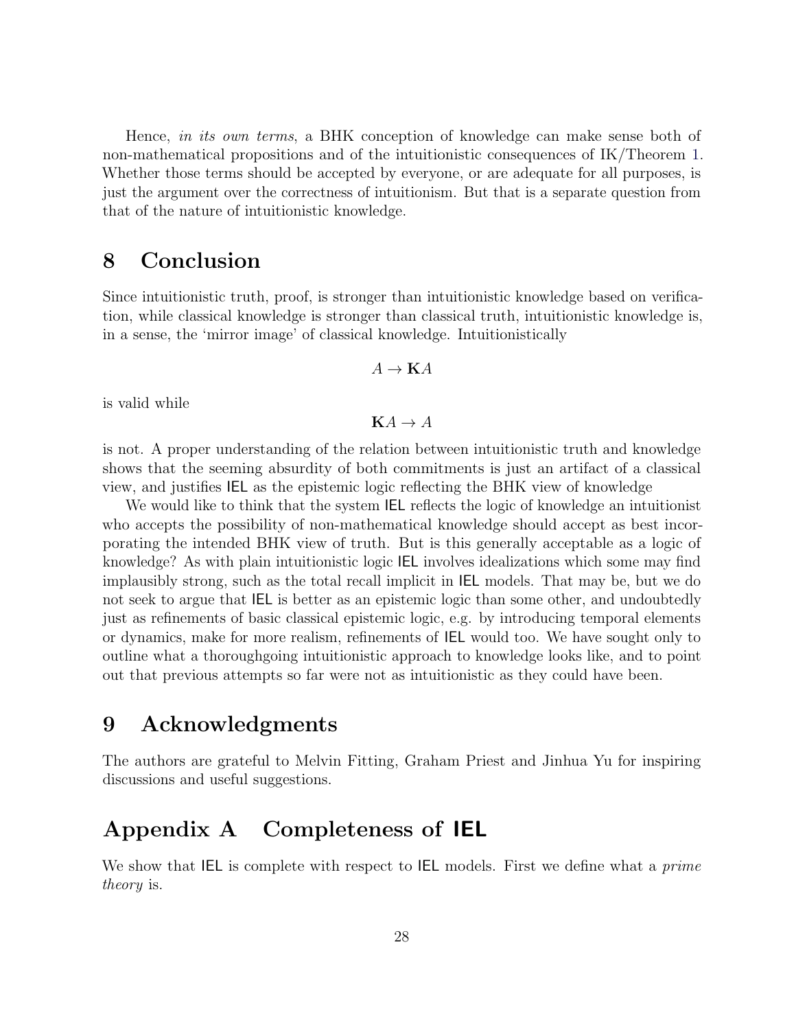Hence, *in its own terms*, a BHK conception of knowledge can make sense both of non-mathematical propositions and of the intuitionistic consequences of IK/Theorem 1. Whether those terms should be accepted by everyone, or are adequate for all purposes, is just the argument over the correctness of intuitionism. But that is a separate question from that of the nature of intuitionistic knowledge.

# 8 Conclusion

Since intuitionistic truth, proof, is stronger than intuitionistic knowledge based on verification, while classical knowledge is stronger than classical truth, intuitionistic knowledge is, in a sense, the 'mirror image' of classical knowledge. Intuitionistically

$$A \to \mathbf{K}A$$

is valid while

$$\mathbf{K}A \to A$$

is not. A proper understanding of the relation between intuitionistic truth and knowledge shows that the seeming absurdity of both commitments is just an artifact of a classical view, and justifies IEL as the epistemic logic reflecting the BHK view of knowledge

We would like to think that the system IEL reflects the logic of knowledge an intuitionist who accepts the possibility of non-mathematical knowledge should accept as best incorporating the intended BHK view of truth. But is this generally acceptable as a logic of knowledge? As with plain intuitionistic logic IEL involves idealizations which some may find implausibly strong, such as the total recall implicit in IEL models. That may be, but we do not seek to argue that IEL is better as an epistemic logic than some other, and undoubtedly just as refinements of basic classical epistemic logic, e.g. by introducing temporal elements or dynamics, make for more realism, refinements of IEL would too. We have sought only to outline what a thoroughgoing intuitionistic approach to knowledge looks like, and to point out that previous attempts so far were not as intuitionistic as they could have been.

# 9 Acknowledgments

The authors are grateful to Melvin Fitting, Graham Priest and Jinhua Yu for inspiring discussions and useful suggestions.

# Appendix A Completeness of IEL

We show that IEL is complete with respect to IEL models. First we define what a *prime theory* is.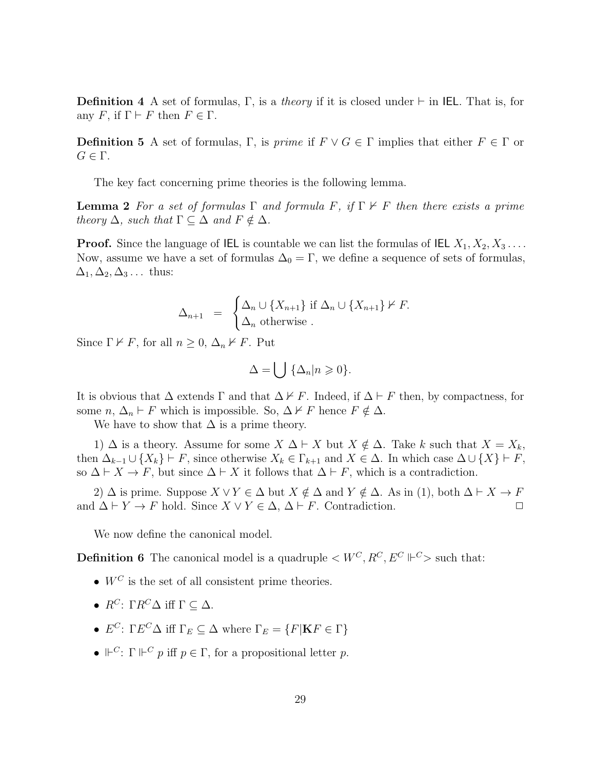**Definition 4** A set of formulas, $\Gamma$, is a *theory* if it is closed under $\vdash$ in IEL. That is, for any $F$, if $\Gamma \vdash F$ then $F \in \Gamma$.

**Definition 5** A set of formulas, $\Gamma$, is *prime* if $F \vee G \in \Gamma$ implies that either $F \in \Gamma$ or $G \in \Gamma$.

The key fact concerning prime theories is the following lemma.

**Lemma 2** *For a set of formulas $\Gamma$ and formula $F$, if $\Gamma \nvdash F$ then there exists a prime theory $\Delta$, such that $\Gamma \subseteq \Delta$ and $F \notin \Delta$.*

**Proof.** Since the language of IEL is countable we can list the formulas of IEL $X_1, X_2, X_3 \dots$. Now, assume we have a set of formulas $\Delta_0 = \Gamma$, we define a sequence of sets of formulas, $\Delta_1, \Delta_2, \Delta_3 \dots$ thus:

$$\Delta_{n+1} \quad = \quad \begin{cases} \Delta_n \cup \{X_{n+1}\} \text{ if } \Delta_n \cup \{X_{n+1}\} \nvdash F. \\ \Delta_n \text{ otherwise }. \end{cases}$$

Since $\Gamma \nvdash F$, for all $n \geq 0$, $\Delta_n \nvdash F$. Put

$$\Delta = \bigcup \{\Delta_n | n \geqslant 0\}.$$

It is obvious that $\Delta$ extends $\Gamma$ and that $\Delta \nvdash F$. Indeed, if $\Delta \vdash F$ then, by compactness, for some $n$, $\Delta_n \vdash F$ which is impossible. So, $\Delta \nvdash F$ hence $F \notin \Delta$.

We have to show that $\Delta$ is a prime theory.

1) $\Delta$ is a theory. Assume for some $X$ $\Delta \vdash X$ but $X \notin \Delta$. Take $k$ such that $X = X_k$, then $\Delta_{k-1} \cup \{X_k\} \vdash F$, since otherwise $X_k \in \Gamma_{k+1}$ and $X \in \Delta$. In which case $\Delta \cup \{X\} \vdash F$, so $\Delta \vdash X \to F$, but since $\Delta \vdash X$ it follows that $\Delta \vdash F$, which is a contradiction.

2) $\Delta$ is prime. Suppose $X \vee Y \in \Delta$ but $X \notin \Delta$ and $Y \notin \Delta$. As in (1), both $\Delta \vdash X \to F$ and $\Delta \vdash Y \to F$ hold. Since $X \vee Y \in \Delta$, $\Delta \vdash F$. Contradiction. $\Box$

We now define the canonical model.

**Definition 6** The canonical model is a quadruple $< W^C, R^C, E^C \Vdash^C >$ such that:

- $W^C$ is the set of all consistent prime theories.
- $R^C$: $\Gamma R^C \Delta$ iff $\Gamma \subseteq \Delta$.
- $E^C$: $\Gamma E^C \Delta$ iff $\Gamma_E \subseteq \Delta$ where $\Gamma_E = \{F | \mathbf{K} F \in \Gamma\}$
- $\Vdash^C$: $\Gamma \Vdash^C p$ iff $p \in \Gamma$, for a propositional letter $p$.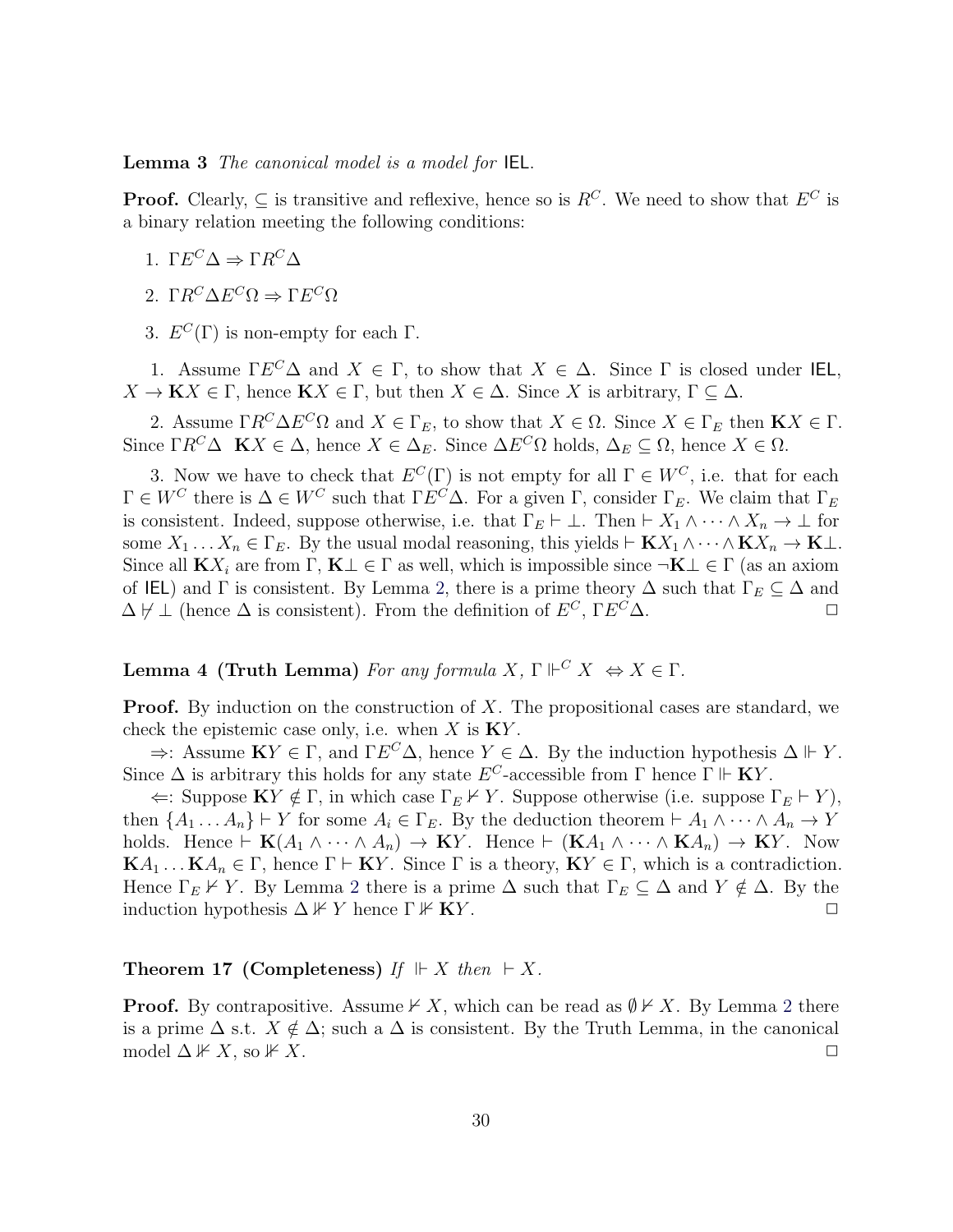**Lemma 3** *The canonical model is a model for* IEL.

**Proof.** Clearly, $\subseteq$ is transitive and reflexive, hence so is $R^C$. We need to show that $E^C$ is a binary relation meeting the following conditions:

1. $\Gamma E^C \Delta \Rightarrow \Gamma R^C \Delta$
2. $\Gamma R^C \Delta E^C \Omega \Rightarrow \Gamma E^C \Omega$
3. $E^C(\Gamma)$ is non-empty for each $\Gamma$.

1. Assume $\Gamma E^C \Delta$ and $X \in \Gamma$, to show that $X \in \Delta$. Since $\Gamma$ is closed under IEL, $X \to \mathbf{K}X \in \Gamma$, hence $\mathbf{K}X \in \Gamma$, but then $X \in \Delta$. Since $X$ is arbitrary, $\Gamma \subseteq \Delta$.

2. Assume $\Gamma R^C \Delta E^C \Omega$ and $X \in \Gamma_E$, to show that $X \in \Omega$. Since $X \in \Gamma_E$ then $\mathbf{K}X \in \Gamma$. Since $\Gamma R^C \Delta$ $\mathbf{K}X \in \Delta$, hence $X \in \Delta_E$. Since $\Delta E^C \Omega$ holds, $\Delta_E \subseteq \Omega$, hence $X \in \Omega$.

3. Now we have to check that $E^C(\Gamma)$ is not empty for all $\Gamma \in W^C$, i.e. that for each $\Gamma \in W^C$ there is $\Delta \in W^C$ such that $\Gamma E^C \Delta$. For a given $\Gamma$, consider $\Gamma_E$. We claim that $\Gamma_E$ is consistent. Indeed, suppose otherwise, i.e. that $\Gamma_E \vdash \bot$. Then $\vdash X_1 \wedge \cdots \wedge X_n \to \bot$ for some $X_1 \dots X_n \in \Gamma_E$. By the usual modal reasoning, this yields $\vdash \mathbf{K}X_1 \wedge \cdots \wedge \mathbf{K}X_n \to \mathbf{K}\bot$. Since all $\mathbf{K}X_i$ are from $\Gamma$, $\mathbf{K}\bot \in \Gamma$ as well, which is impossible since $\neg\mathbf{K}\bot \in \Gamma$ (as an axiom of IEL) and $\Gamma$ is consistent. By Lemma 2, there is a prime theory $\Delta$ such that $\Gamma_E \subseteq \Delta$ and $\Delta \not\vdash \bot$ (hence $\Delta$ is consistent). From the definition of $E^C$, $\Gamma E^C \Delta$. $\Box$

**Lemma 4 (Truth Lemma)** *For any formula $X$, $\Gamma \Vdash^C X \;\Leftrightarrow X \in \Gamma$.*

**Proof.** By induction on the construction of $X$. The propositional cases are standard, we check the epistemic case only, i.e. when $X$ is $\mathbf{K}Y$.

$\Rightarrow$: Assume $\mathbf{K}Y \in \Gamma$, and $\Gamma E^C \Delta$, hence $Y \in \Delta$. By the induction hypothesis $\Delta \Vdash Y$. Since $\Delta$ is arbitrary this holds for any state $E^C$-accessible from $\Gamma$ hence $\Gamma \Vdash \mathbf{K}Y$.

$\Leftarrow$: Suppose $\mathbf{K}Y \notin \Gamma$, in which case $\Gamma_E \nvdash Y$. Suppose otherwise (i.e. suppose $\Gamma_E \vdash Y$), then $\{A_1 \dots A_n\} \vdash Y$ for some $A_i \in \Gamma_E$. By the deduction theorem $\vdash A_1 \wedge \cdots \wedge A_n \to Y$ holds. Hence $\vdash \mathbf{K}(A_1 \wedge \cdots \wedge A_n) \to \mathbf{K}Y$. Hence $\vdash (\mathbf{K}A_1 \wedge \cdots \wedge \mathbf{K}A_n) \to \mathbf{K}Y$. Now $\mathbf{K}A_1 \dots \mathbf{K}A_n \in \Gamma$, hence $\Gamma \vdash \mathbf{K}Y$. Since $\Gamma$ is a theory, $\mathbf{K}Y \in \Gamma$, which is a contradiction. Hence $\Gamma_E \nvdash Y$. By Lemma 2 there is a prime $\Delta$ such that $\Gamma_E \subseteq \Delta$ and $Y \notin \Delta$. By the induction hypothesis $\Delta \nVdash Y$ hence $\Gamma \nVdash \mathbf{K}Y$. $\Box$

**Theorem 17 (Completeness)** *If $\Vdash X$ then $\vdash X$.*

**Proof.** By contrapositive. Assume $\nvdash X$, which can be read as $\emptyset \nvdash X$. By Lemma 2 there is a prime $\Delta$ s.t. $X \notin \Delta$; such a $\Delta$ is consistent. By the Truth Lemma, in the canonical model $\Delta \nVdash X$, so $\nVdash X$. $\Box$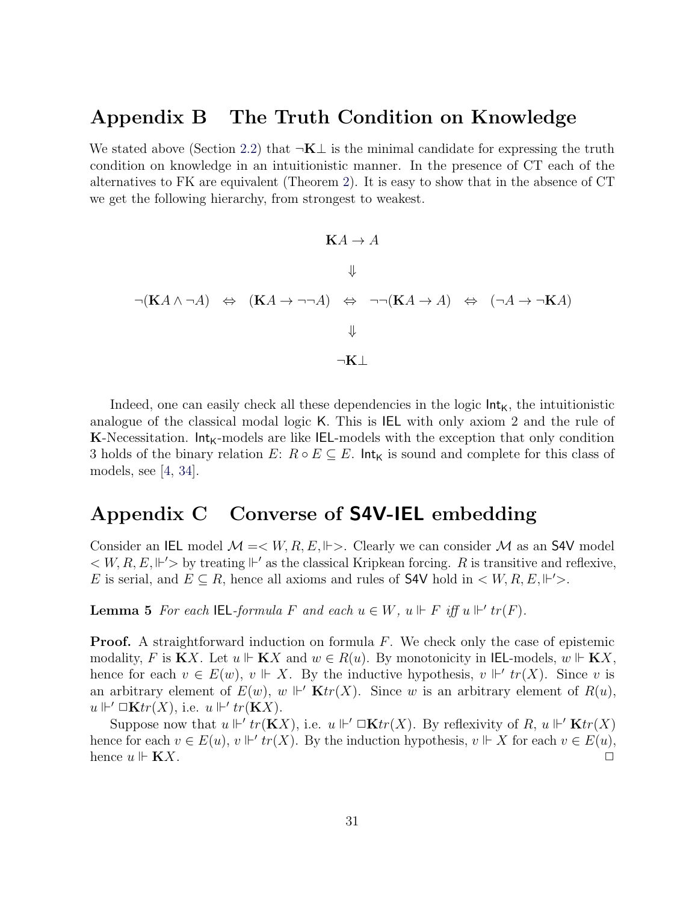## Appendix B The Truth Condition on Knowledge

We stated above (Section 2.2) that $\neg\mathbf{K}\bot$ is the minimal candidate for expressing the truth condition on knowledge in an intuitionistic manner. In the presence of CT each of the alternatives to FK are equivalent (Theorem 2). It is easy to show that in the absence of CT we get the following hierarchy, from strongest to weakest.

$$\mathbf{K}A \to A$$

$$\Downarrow$$

$$\neg(\mathbf{K}A \wedge \neg A) \quad \Leftrightarrow \quad (\mathbf{K}A \to \neg\neg A) \quad \Leftrightarrow \quad \neg\neg(\mathbf{K}A \to A) \quad \Leftrightarrow \quad (\neg A \to \neg\mathbf{K}A)$$

$$\Downarrow$$

$$\neg\mathbf{K}\bot$$

Indeed, one can easily check all these dependencies in the logic $\mathsf{Int}_\mathsf{K}$, the intuitionistic analogue of the classical modal logic $\mathsf{K}$. This is $\mathsf{IEL}$ with only axiom 2 and the rule of $\mathbf{K}$-Necessitation. $\mathsf{Int}_\mathsf{K}$-models are like $\mathsf{IEL}$-models with the exception that only condition 3 holds of the binary relation $E$: $R \circ E \subseteq E$. $\mathsf{Int}_\mathsf{K}$ is sound and complete for this class of models, see [4, 34].

## Appendix C Converse of S4V-IEL embedding

Consider an $\mathsf{IEL}$ model $\mathcal{M} = <W, R, E, \Vdash>$. Clearly we can consider $\mathcal{M}$ as an $\mathsf{S4V}$ model $<W, R, E, \Vdash'>$ by treating $\Vdash'$ as the classical Kripkean forcing. $R$ is transitive and reflexive, $E$ is serial, and $E \subseteq R$, hence all axioms and rules of $\mathsf{S4V}$ hold in $<W, R, E, \Vdash'>$.

**Lemma 5** *For each* $\mathsf{IEL}$*-formula* $F$ *and each* $u \in W$, $u \Vdash F$ *iff* $u \Vdash' tr(F)$.

**Proof.** A straightforward induction on formula $F$. We check only the case of epistemic modality, $F$ is $\mathbf{K}X$. Let $u \Vdash \mathbf{K}X$ and $w \in R(u)$. By monotonicity in $\mathsf{IEL}$-models, $w \Vdash \mathbf{K}X$, hence for each $v \in E(w)$, $v \Vdash X$. By the inductive hypothesis, $v \Vdash' tr(X)$. Since $v$ is an arbitrary element of $E(w)$, $w \Vdash' \mathbf{K}tr(X)$. Since $w$ is an arbitrary element of $R(u)$, $u \Vdash' \Box\mathbf{K}tr(X)$, i.e. $u \Vdash' tr(\mathbf{K}X)$.

Suppose now that $u \Vdash' tr(\mathbf{K}X)$, i.e. $u \Vdash' \Box\mathbf{K}tr(X)$. By reflexivity of $R$, $u \Vdash' \mathbf{K}tr(X)$ hence for each $v \in E(u)$, $v \Vdash' tr(X)$. By the induction hypothesis, $v \Vdash X$ for each $v \in E(u)$, hence $u \Vdash \mathbf{K}X$. $\Box$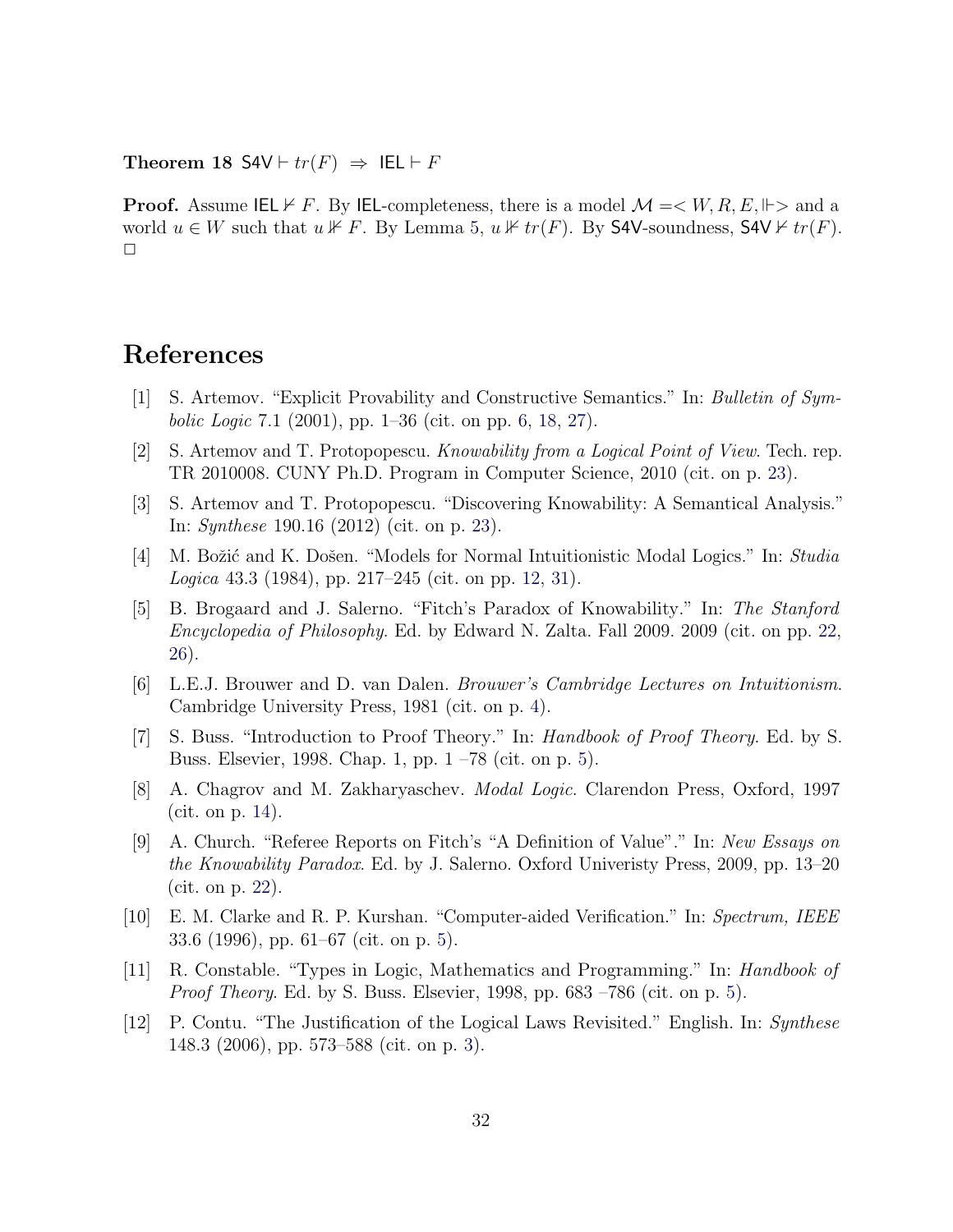**Theorem 18** $\mathsf{S4V} \vdash tr(F) \;\Rightarrow\; \mathsf{IEL} \vdash F$

**Proof.** Assume $\mathsf{IEL} \nvdash F$. By IEL-completeness, there is a model $\mathcal{M} = <W, R, E, \Vdash>$ and a world $u \in W$ such that $u \nVdash F$. By Lemma 5, $u \nVdash tr(F)$. By S4V-soundness, $\mathsf{S4V} \nvdash tr(F)$. $\square$

# References

[1] S. Artemov. "Explicit Provability and Constructive Semantics." In: *Bulletin of Symbolic Logic* 7.1 (2001), pp. 1–36 (cit. on pp. 6, 18, 27).

[2] S. Artemov and T. Protopopescu. *Knowability from a Logical Point of View*. Tech. rep. TR 2010008. CUNY Ph.D. Program in Computer Science, 2010 (cit. on p. 23).

[3] S. Artemov and T. Protopopescu. "Discovering Knowability: A Semantical Analysis." In: *Synthese* 190.16 (2012) (cit. on p. 23).

[4] M. Božić and K. Došen. "Models for Normal Intuitionistic Modal Logics." In: *Studia Logica* 43.3 (1984), pp. 217–245 (cit. on pp. 12, 31).

[5] B. Brogaard and J. Salerno. "Fitch's Paradox of Knowability." In: *The Stanford Encyclopedia of Philosophy*. Ed. by Edward N. Zalta. Fall 2009. 2009 (cit. on pp. 22, 26).

[6] L.E.J. Brouwer and D. van Dalen. *Brouwer's Cambridge Lectures on Intuitionism*. Cambridge University Press, 1981 (cit. on p. 4).

[7] S. Buss. "Introduction to Proof Theory." In: *Handbook of Proof Theory*. Ed. by S. Buss. Elsevier, 1998. Chap. 1, pp. 1 –78 (cit. on p. 5).

[8] A. Chagrov and M. Zakharyaschev. *Modal Logic*. Clarendon Press, Oxford, 1997 (cit. on p. 14).

[9] A. Church. "Referee Reports on Fitch's "A Definition of Value"." In: *New Essays on the Knowability Paradox*. Ed. by J. Salerno. Oxford Univeristy Press, 2009, pp. 13–20 (cit. on p. 22).

[10] E. M. Clarke and R. P. Kurshan. "Computer-aided Verification." In: *Spectrum, IEEE* 33.6 (1996), pp. 61–67 (cit. on p. 5).

[11] R. Constable. "Types in Logic, Mathematics and Programming." In: *Handbook of Proof Theory*. Ed. by S. Buss. Elsevier, 1998, pp. 683 –786 (cit. on p. 5).

[12] P. Contu. "The Justification of the Logical Laws Revisited." English. In: *Synthese* 148.3 (2006), pp. 573–588 (cit. on p. 3).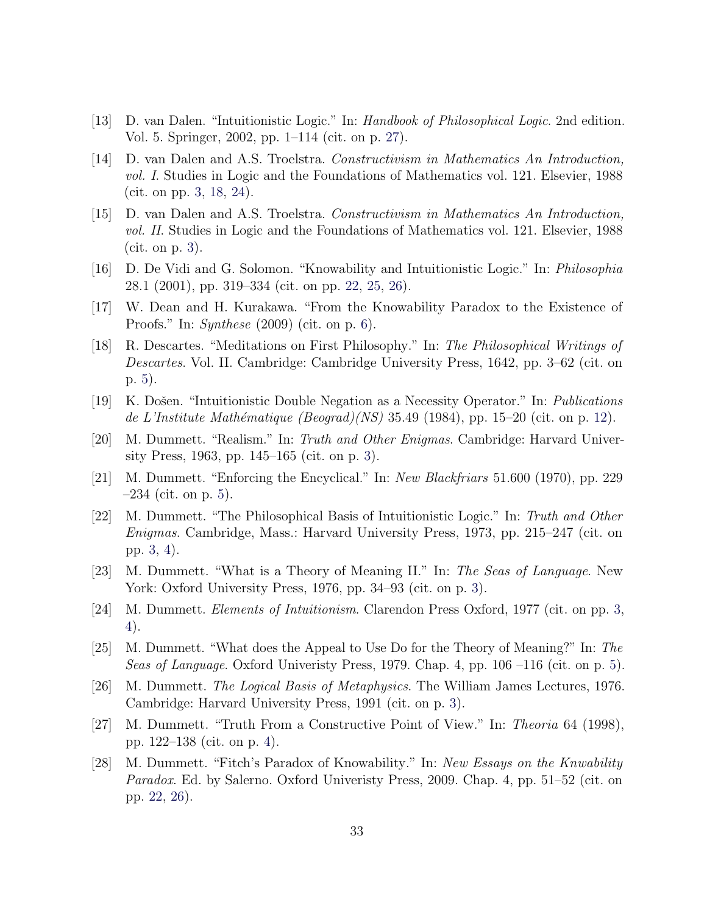[13] D. van Dalen. "Intuitionistic Logic." In: *Handbook of Philosophical Logic*. 2nd edition. Vol. 5. Springer, 2002, pp. 1–114 (cit. on p. 27).

[14] D. van Dalen and A.S. Troelstra. *Constructivism in Mathematics An Introduction, vol. I.* Studies in Logic and the Foundations of Mathematics vol. 121. Elsevier, 1988 (cit. on pp. 3, 18, 24).

[15] D. van Dalen and A.S. Troelstra. *Constructivism in Mathematics An Introduction, vol. II.* Studies in Logic and the Foundations of Mathematics vol. 121. Elsevier, 1988 (cit. on p. 3).

[16] D. De Vidi and G. Solomon. "Knowability and Intuitionistic Logic." In: *Philosophia* 28.1 (2001), pp. 319–334 (cit. on pp. 22, 25, 26).

[17] W. Dean and H. Kurakawa. "From the Knowability Paradox to the Existence of Proofs." In: *Synthese* (2009) (cit. on p. 6).

[18] R. Descartes. "Meditations on First Philosophy." In: *The Philosophical Writings of Descartes*. Vol. II. Cambridge: Cambridge University Press, 1642, pp. 3–62 (cit. on p. 5).

[19] K. Došen. "Intuitionistic Double Negation as a Necessity Operator." In: *Publications de L'Institute Mathématique (Beograd)(NS)* 35.49 (1984), pp. 15–20 (cit. on p. 12).

[20] M. Dummett. "Realism." In: *Truth and Other Enigmas*. Cambridge: Harvard University Press, 1963, pp. 145–165 (cit. on p. 3).

[21] M. Dummett. "Enforcing the Encyclical." In: *New Blackfriars* 51.600 (1970), pp. 229 –234 (cit. on p. 5).

[22] M. Dummett. "The Philosophical Basis of Intuitionistic Logic." In: *Truth and Other Enigmas*. Cambridge, Mass.: Harvard University Press, 1973, pp. 215–247 (cit. on pp. 3, 4).

[23] M. Dummett. "What is a Theory of Meaning II." In: *The Seas of Language*. New York: Oxford University Press, 1976, pp. 34–93 (cit. on p. 3).

[24] M. Dummett. *Elements of Intuitionism*. Clarendon Press Oxford, 1977 (cit. on pp. 3, 4).

[25] M. Dummett. "What does the Appeal to Use Do for the Theory of Meaning?" In: *The Seas of Language*. Oxford Univeristy Press, 1979. Chap. 4, pp. 106 –116 (cit. on p. 5).

[26] M. Dummett. *The Logical Basis of Metaphysics*. The William James Lectures, 1976. Cambridge: Harvard University Press, 1991 (cit. on p. 3).

[27] M. Dummett. "Truth From a Constructive Point of View." In: *Theoria* 64 (1998), pp. 122–138 (cit. on p. 4).

[28] M. Dummett. "Fitch's Paradox of Knowability." In: *New Essays on the Knwability Paradox*. Ed. by Salerno. Oxford Univeristy Press, 2009. Chap. 4, pp. 51–52 (cit. on pp. 22, 26).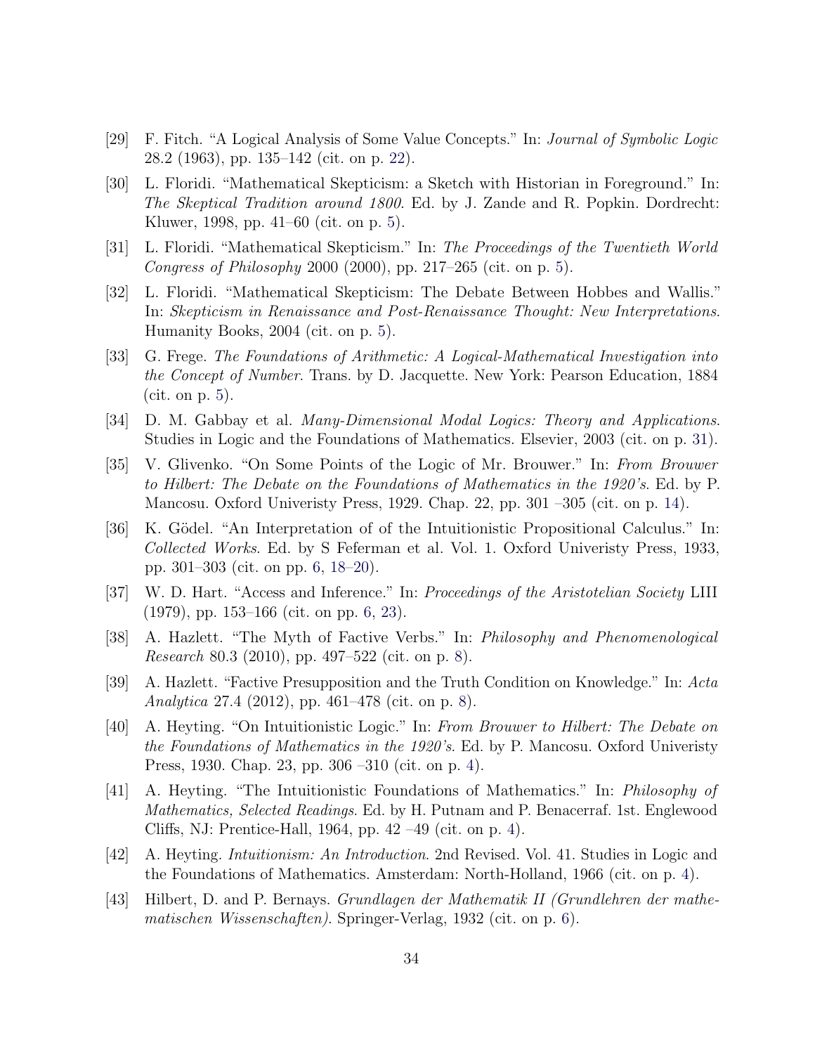[29] F. Fitch. “A Logical Analysis of Some Value Concepts.” In: *Journal of Symbolic Logic* 28.2 (1963), pp. 135–142 (cit. on p. 22).

[30] L. Floridi. “Mathematical Skepticism: a Sketch with Historian in Foreground.” In: *The Skeptical Tradition around 1800*. Ed. by J. Zande and R. Popkin. Dordrecht: Kluwer, 1998, pp. 41–60 (cit. on p. 5).

[31] L. Floridi. “Mathematical Skepticism.” In: *The Proceedings of the Twentieth World Congress of Philosophy* 2000 (2000), pp. 217–265 (cit. on p. 5).

[32] L. Floridi. “Mathematical Skepticism: The Debate Between Hobbes and Wallis.” In: *Skepticism in Renaissance and Post-Renaissance Thought: New Interpretations*. Humanity Books, 2004 (cit. on p. 5).

[33] G. Frege. *The Foundations of Arithmetic: A Logical-Mathematical Investigation into the Concept of Number*. Trans. by D. Jacquette. New York: Pearson Education, 1884 (cit. on p. 5).

[34] D. M. Gabbay et al. *Many-Dimensional Modal Logics: Theory and Applications*. Studies in Logic and the Foundations of Mathematics. Elsevier, 2003 (cit. on p. 31).

[35] V. Glivenko. “On Some Points of the Logic of Mr. Brouwer.” In: *From Brouwer to Hilbert: The Debate on the Foundations of Mathematics in the 1920's*. Ed. by P. Mancosu. Oxford Univeristy Press, 1929. Chap. 22, pp. 301 –305 (cit. on p. 14).

[36] K. Gödel. “An Interpretation of of the Intuitionistic Propositional Calculus.” In: *Collected Works*. Ed. by S Feferman et al. Vol. 1. Oxford Univeristy Press, 1933, pp. 301–303 (cit. on pp. 6, 18–20).

[37] W. D. Hart. “Access and Inference.” In: *Proceedings of the Aristotelian Society* LIII (1979), pp. 153–166 (cit. on pp. 6, 23).

[38] A. Hazlett. “The Myth of Factive Verbs.” In: *Philosophy and Phenomenological Research* 80.3 (2010), pp. 497–522 (cit. on p. 8).

[39] A. Hazlett. “Factive Presupposition and the Truth Condition on Knowledge.” In: *Acta Analytica* 27.4 (2012), pp. 461–478 (cit. on p. 8).

[40] A. Heyting. “On Intuitionistic Logic.” In: *From Brouwer to Hilbert: The Debate on the Foundations of Mathematics in the 1920's*. Ed. by P. Mancosu. Oxford Univeristy Press, 1930. Chap. 23, pp. 306 –310 (cit. on p. 4).

[41] A. Heyting. “The Intuitionistic Foundations of Mathematics.” In: *Philosophy of Mathematics, Selected Readings*. Ed. by H. Putnam and P. Benacerraf. 1st. Englewood Cliffs, NJ: Prentice-Hall, 1964, pp. 42 –49 (cit. on p. 4).

[42] A. Heyting. *Intuitionism: An Introduction*. 2nd Revised. Vol. 41. Studies in Logic and the Foundations of Mathematics. Amsterdam: North-Holland, 1966 (cit. on p. 4).

[43] Hilbert, D. and P. Bernays. *Grundlagen der Mathematik II (Grundlehren der mathematischen Wissenschaften)*. Springer-Verlag, 1932 (cit. on p. 6).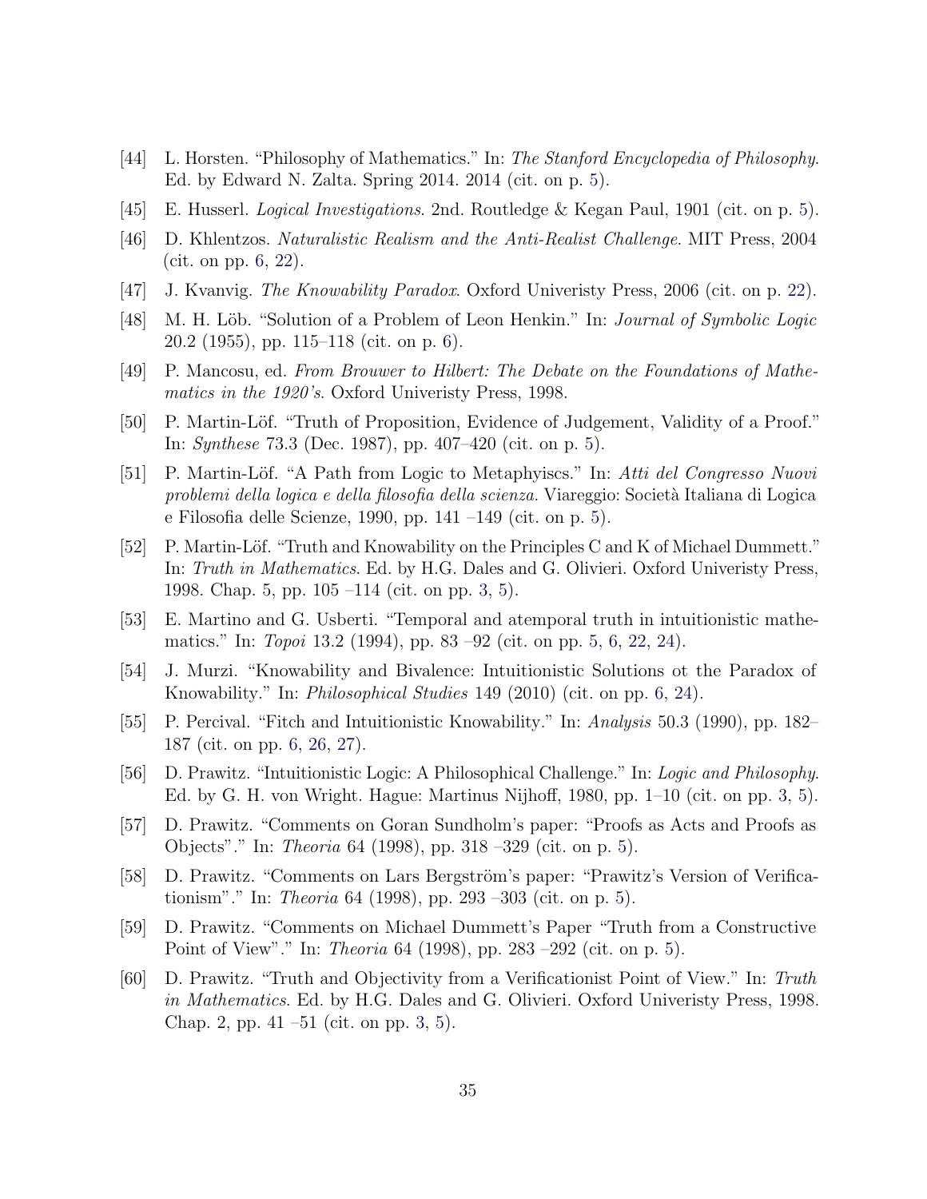[44] L. Horsten. "Philosophy of Mathematics." In: *The Stanford Encyclopedia of Philosophy*. Ed. by Edward N. Zalta. Spring 2014. 2014 (cit. on p. 5).

[45] E. Husserl. *Logical Investigations*. 2nd. Routledge & Kegan Paul, 1901 (cit. on p. 5).

[46] D. Khlentzos. *Naturalistic Realism and the Anti-Realist Challenge*. MIT Press, 2004 (cit. on pp. 6, 22).

[47] J. Kvanvig. *The Knowability Paradox*. Oxford Univeristy Press, 2006 (cit. on p. 22).

[48] M. H. Löb. "Solution of a Problem of Leon Henkin." In: *Journal of Symbolic Logic* 20.2 (1955), pp. 115–118 (cit. on p. 6).

[49] P. Mancosu, ed. *From Brouwer to Hilbert: The Debate on the Foundations of Mathematics in the 1920's*. Oxford Univeristy Press, 1998.

[50] P. Martin-Löf. "Truth of Proposition, Evidence of Judgement, Validity of a Proof." In: *Synthese* 73.3 (Dec. 1987), pp. 407–420 (cit. on p. 5).

[51] P. Martin-Löf. "A Path from Logic to Metaphyiscs." In: *Atti del Congresso Nuovi problemi della logica e della filosofia della scienza*. Viareggio: Società Italiana di Logica e Filosofia delle Scienze, 1990, pp. 141 –149 (cit. on p. 5).

[52] P. Martin-Löf. "Truth and Knowability on the Principles C and K of Michael Dummett." In: *Truth in Mathematics*. Ed. by H.G. Dales and G. Olivieri. Oxford Univeristy Press, 1998. Chap. 5, pp. 105 –114 (cit. on pp. 3, 5).

[53] E. Martino and G. Usberti. "Temporal and atemporal truth in intuitionistic mathematics." In: *Topoi* 13.2 (1994), pp. 83 –92 (cit. on pp. 5, 6, 22, 24).

[54] J. Murzi. "Knowability and Bivalence: Intuitionistic Solutions ot the Paradox of Knowability." In: *Philosophical Studies* 149 (2010) (cit. on pp. 6, 24).

[55] P. Percival. "Fitch and Intuitionistic Knowability." In: *Analysis* 50.3 (1990), pp. 182–187 (cit. on pp. 6, 26, 27).

[56] D. Prawitz. "Intuitionistic Logic: A Philosophical Challenge." In: *Logic and Philosophy*. Ed. by G. H. von Wright. Hague: Martinus Nijhoff, 1980, pp. 1–10 (cit. on pp. 3, 5).

[57] D. Prawitz. "Comments on Goran Sundholm's paper: "Proofs as Acts and Proofs as Objects"." In: *Theoria* 64 (1998), pp. 318 –329 (cit. on p. 5).

[58] D. Prawitz. "Comments on Lars Bergström's paper: "Prawitz's Version of Verificationism"." In: *Theoria* 64 (1998), pp. 293 –303 (cit. on p. 5).

[59] D. Prawitz. "Comments on Michael Dummett's Paper "Truth from a Constructive Point of View"." In: *Theoria* 64 (1998), pp. 283 –292 (cit. on p. 5).

[60] D. Prawitz. "Truth and Objectivity from a Verificationist Point of View." In: *Truth in Mathematics*. Ed. by H.G. Dales and G. Olivieri. Oxford Univeristy Press, 1998. Chap. 2, pp. 41 –51 (cit. on pp. 3, 5).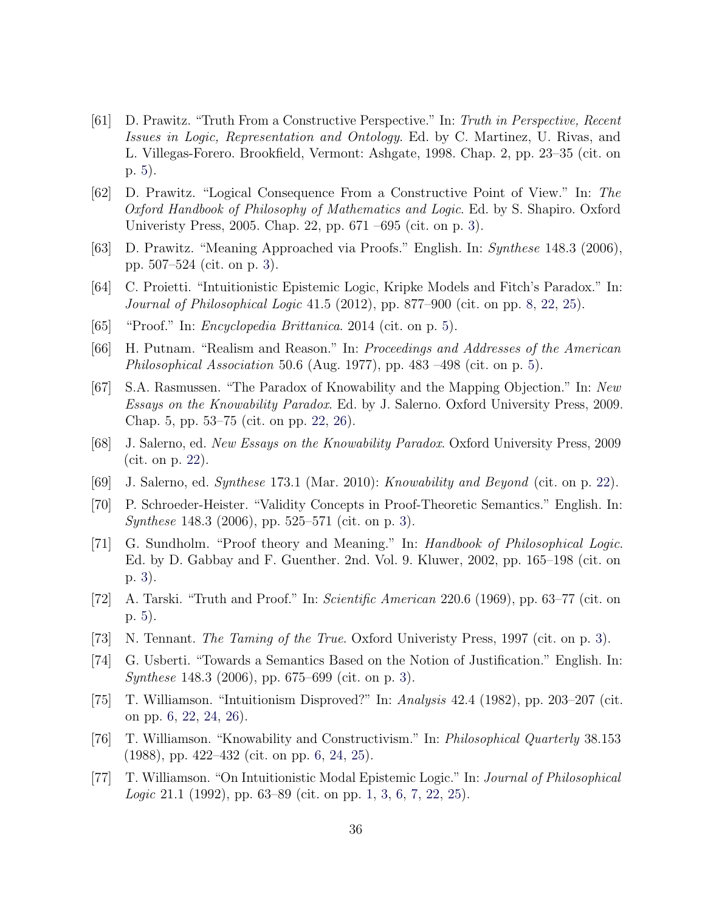[61] D. Prawitz. "Truth From a Constructive Perspective." In: *Truth in Perspective, Recent Issues in Logic, Representation and Ontology*. Ed. by C. Martinez, U. Rivas, and L. Villegas-Forero. Brookfield, Vermont: Ashgate, 1998. Chap. 2, pp. 23–35 (cit. on p. 5).

[62] D. Prawitz. "Logical Consequence From a Constructive Point of View." In: *The Oxford Handbook of Philosophy of Mathematics and Logic*. Ed. by S. Shapiro. Oxford Univeristy Press, 2005. Chap. 22, pp. 671 –695 (cit. on p. 3).

[63] D. Prawitz. "Meaning Approached via Proofs." English. In: *Synthese* 148.3 (2006), pp. 507–524 (cit. on p. 3).

[64] C. Proietti. "Intuitionistic Epistemic Logic, Kripke Models and Fitch's Paradox." In: *Journal of Philosophical Logic* 41.5 (2012), pp. 877–900 (cit. on pp. 8, 22, 25).

[65] "Proof." In: *Encyclopedia Brittanica*. 2014 (cit. on p. 5).

[66] H. Putnam. "Realism and Reason." In: *Proceedings and Addresses of the American Philosophical Association* 50.6 (Aug. 1977), pp. 483 –498 (cit. on p. 5).

[67] S.A. Rasmussen. "The Paradox of Knowability and the Mapping Objection." In: *New Essays on the Knowability Paradox*. Ed. by J. Salerno. Oxford University Press, 2009. Chap. 5, pp. 53–75 (cit. on pp. 22, 26).

[68] J. Salerno, ed. *New Essays on the Knowability Paradox*. Oxford University Press, 2009 (cit. on p. 22).

[69] J. Salerno, ed. *Synthese* 173.1 (Mar. 2010): *Knowability and Beyond* (cit. on p. 22).

[70] P. Schroeder-Heister. "Validity Concepts in Proof-Theoretic Semantics." English. In: *Synthese* 148.3 (2006), pp. 525–571 (cit. on p. 3).

[71] G. Sundholm. "Proof theory and Meaning." In: *Handbook of Philosophical Logic*. Ed. by D. Gabbay and F. Guenther. 2nd. Vol. 9. Kluwer, 2002, pp. 165–198 (cit. on p. 3).

[72] A. Tarski. "Truth and Proof." In: *Scientific American* 220.6 (1969), pp. 63–77 (cit. on p. 5).

[73] N. Tennant. *The Taming of the True*. Oxford Univeristy Press, 1997 (cit. on p. 3).

[74] G. Usberti. "Towards a Semantics Based on the Notion of Justification." English. In: *Synthese* 148.3 (2006), pp. 675–699 (cit. on p. 3).

[75] T. Williamson. "Intuitionism Disproved?" In: *Analysis* 42.4 (1982), pp. 203–207 (cit. on pp. 6, 22, 24, 26).

[76] T. Williamson. "Knowability and Constructivism." In: *Philosophical Quarterly* 38.153 (1988), pp. 422–432 (cit. on pp. 6, 24, 25).

[77] T. Williamson. "On Intuitionistic Modal Epistemic Logic." In: *Journal of Philosophical Logic* 21.1 (1992), pp. 63–89 (cit. on pp. 1, 3, 6, 7, 22, 25).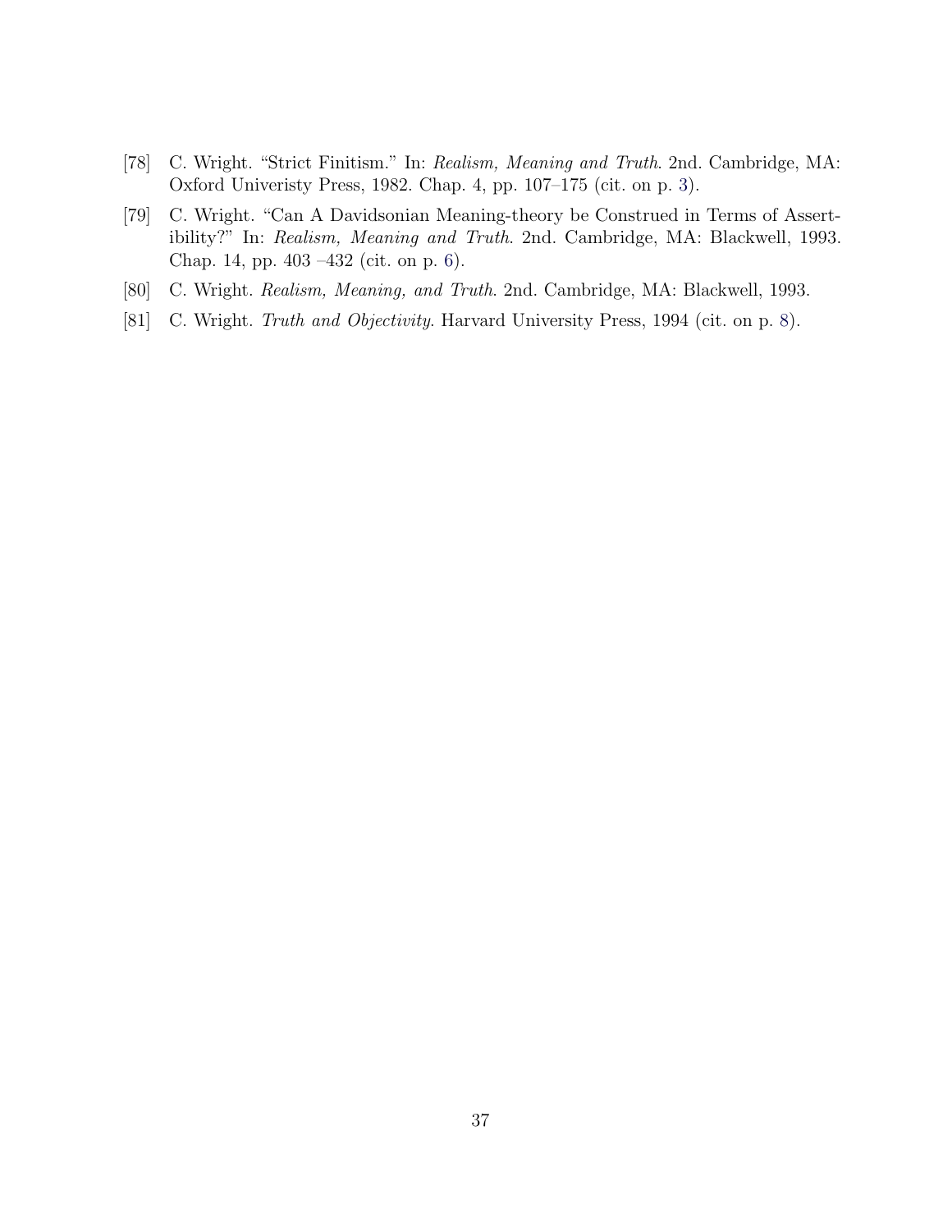[78] C. Wright. "Strict Finitism." In: *Realism, Meaning and Truth*. 2nd. Cambridge, MA: Oxford Univeristy Press, 1982. Chap. 4, pp. 107–175 (cit. on p. 3).

[79] C. Wright. "Can A Davidsonian Meaning-theory be Construed in Terms of Assertibility?" In: *Realism, Meaning and Truth*. 2nd. Cambridge, MA: Blackwell, 1993. Chap. 14, pp. 403 –432 (cit. on p. 6).

[80] C. Wright. *Realism, Meaning, and Truth*. 2nd. Cambridge, MA: Blackwell, 1993.

[81] C. Wright. *Truth and Objectivity*. Harvard University Press, 1994 (cit. on p. 8).